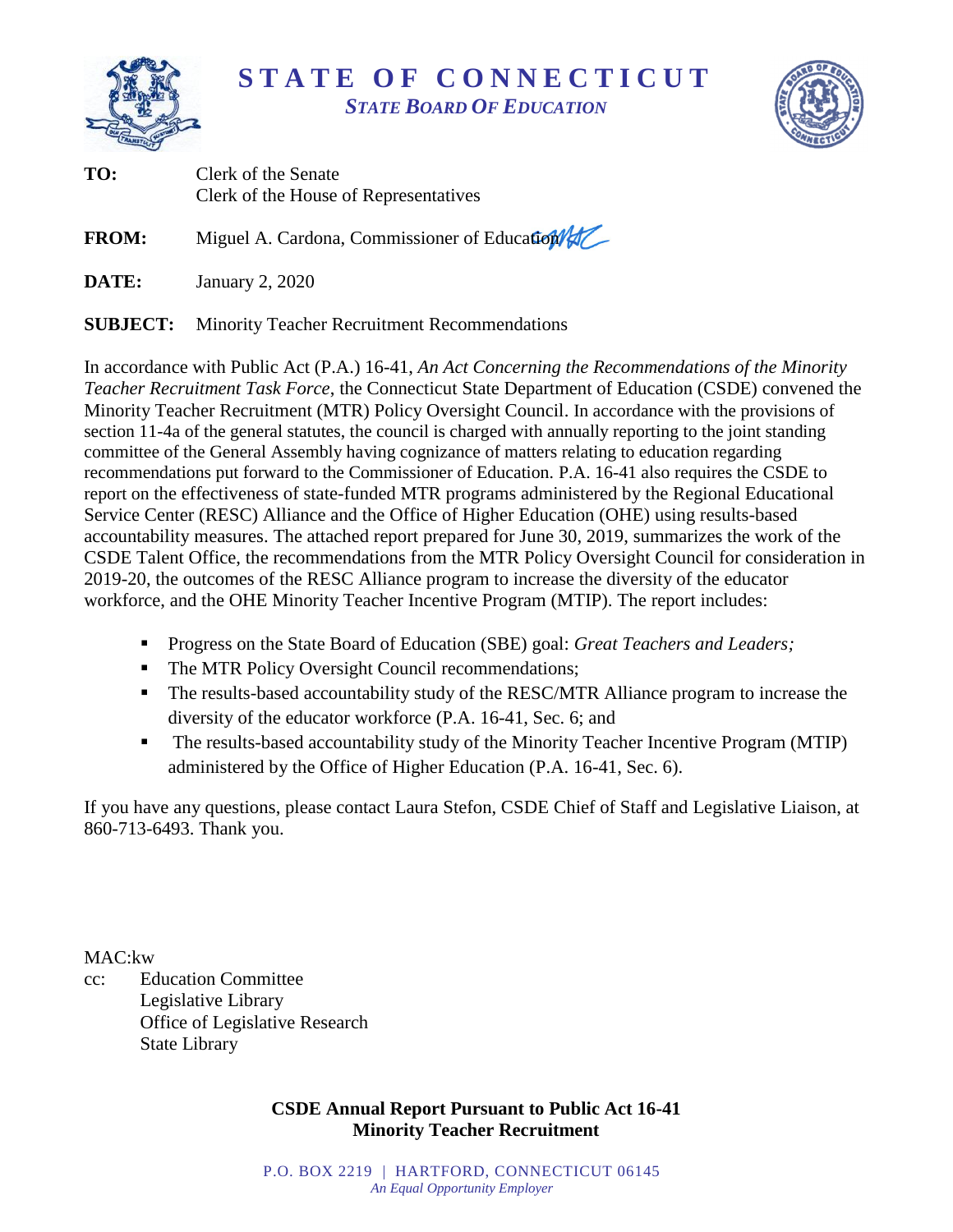# STATE OF CONNECTICUT

*STATE BOARD OF EDUCATION*

**TO:** Clerk of the Senate
Clerk of the House of Representatives

**FROM:** Miguel A. Cardona, Commissioner of Education

**DATE:** January 2, 2020

**SUBJECT:** Minority Teacher Recruitment Recommendations

In accordance with Public Act (P.A.) 16-41, *An Act Concerning the Recommendations of the Minority Teacher Recruitment Task Force*, the Connecticut State Department of Education (CSDE) convened the Minority Teacher Recruitment (MTR) Policy Oversight Council. In accordance with the provisions of section 11-4a of the general statutes, the council is charged with annually reporting to the joint standing committee of the General Assembly having cognizance of matters relating to education regarding recommendations put forward to the Commissioner of Education. P.A. 16-41 also requires the CSDE to report on the effectiveness of state-funded MTR programs administered by the Regional Educational Service Center (RESC) Alliance and the Office of Higher Education (OHE) using results-based accountability measures. The attached report prepared for June 30, 2019, summarizes the work of the CSDE Talent Office, the recommendations from the MTR Policy Oversight Council for consideration in 2019-20, the outcomes of the RESC Alliance program to increase the diversity of the educator workforce, and the OHE Minority Teacher Incentive Program (MTIP). The report includes:

- Progress on the State Board of Education (SBE) goal: *Great Teachers and Leaders;*
- The MTR Policy Oversight Council recommendations;
- The results-based accountability study of the RESC/MTR Alliance program to increase the diversity of the educator workforce (P.A. 16-41, Sec. 6; and
- The results-based accountability study of the Minority Teacher Incentive Program (MTIP) administered by the Office of Higher Education (P.A. 16-41, Sec. 6).

If you have any questions, please contact Laura Stefon, CSDE Chief of Staff and Legislative Liaison, at 860-713-6493. Thank you.

MAC:kw

cc: Education Committee
Legislative Library
Office of Legislative Research
State Library

**CSDE Annual Report Pursuant to Public Act 16-41**
**Minority Teacher Recruitment**

P.O. BOX 2219 | HARTFORD, CONNECTICUT 06145
*An Equal Opportunity Employer*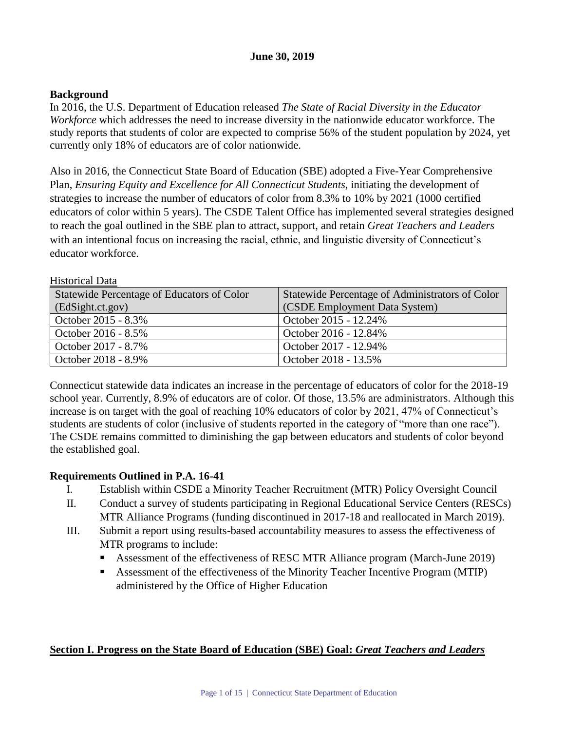**June 30, 2019**

**Background**

In 2016, the U.S. Department of Education released *The State of Racial Diversity in the Educator Workforce* which addresses the need to increase diversity in the nationwide educator workforce. The study reports that students of color are expected to comprise 56% of the student population by 2024, yet currently only 18% of educators are of color nationwide.

Also in 2016, the Connecticut State Board of Education (SBE) adopted a Five-Year Comprehensive Plan, *Ensuring Equity and Excellence for All Connecticut Students*, initiating the development of strategies to increase the number of educators of color from 8.3% to 10% by 2021 (1000 certified educators of color within 5 years). The CSDE Talent Office has implemented several strategies designed to reach the goal outlined in the SBE plan to attract, support, and retain *Great Teachers and Leaders* with an intentional focus on increasing the racial, ethnic, and linguistic diversity of Connecticut's educator workforce.

Historical Data

| Statewide Percentage of Educators of Color (EdSight.ct.gov) | Statewide Percentage of Administrators of Color (CSDE Employment Data System) |
|---|---|
| October 2015 - 8.3% | October 2015 - 12.24% |
| October 2016 - 8.5% | October 2016 - 12.84% |
| October 2017 - 8.7% | October 2017 - 12.94% |
| October 2018 - 8.9% | October 2018 - 13.5% |

Connecticut statewide data indicates an increase in the percentage of educators of color for the 2018-19 school year. Currently, 8.9% of educators are of color. Of those, 13.5% are administrators. Although this increase is on target with the goal of reaching 10% educators of color by 2021, 47% of Connecticut's students are students of color (inclusive of students reported in the category of "more than one race"). The CSDE remains committed to diminishing the gap between educators and students of color beyond the established goal.

**Requirements Outlined in P.A. 16-41**

I. Establish within CSDE a Minority Teacher Recruitment (MTR) Policy Oversight Council
II. Conduct a survey of students participating in Regional Educational Service Centers (RESCs) MTR Alliance Programs (funding discontinued in 2017-18 and reallocated in March 2019).
III. Submit a report using results-based accountability measures to assess the effectiveness of MTR programs to include:
   - Assessment of the effectiveness of RESC MTR Alliance program (March-June 2019)
   - Assessment of the effectiveness of the Minority Teacher Incentive Program (MTIP) administered by the Office of Higher Education

## Section I. Progress on the State Board of Education (SBE) Goal: *Great Teachers and Leaders*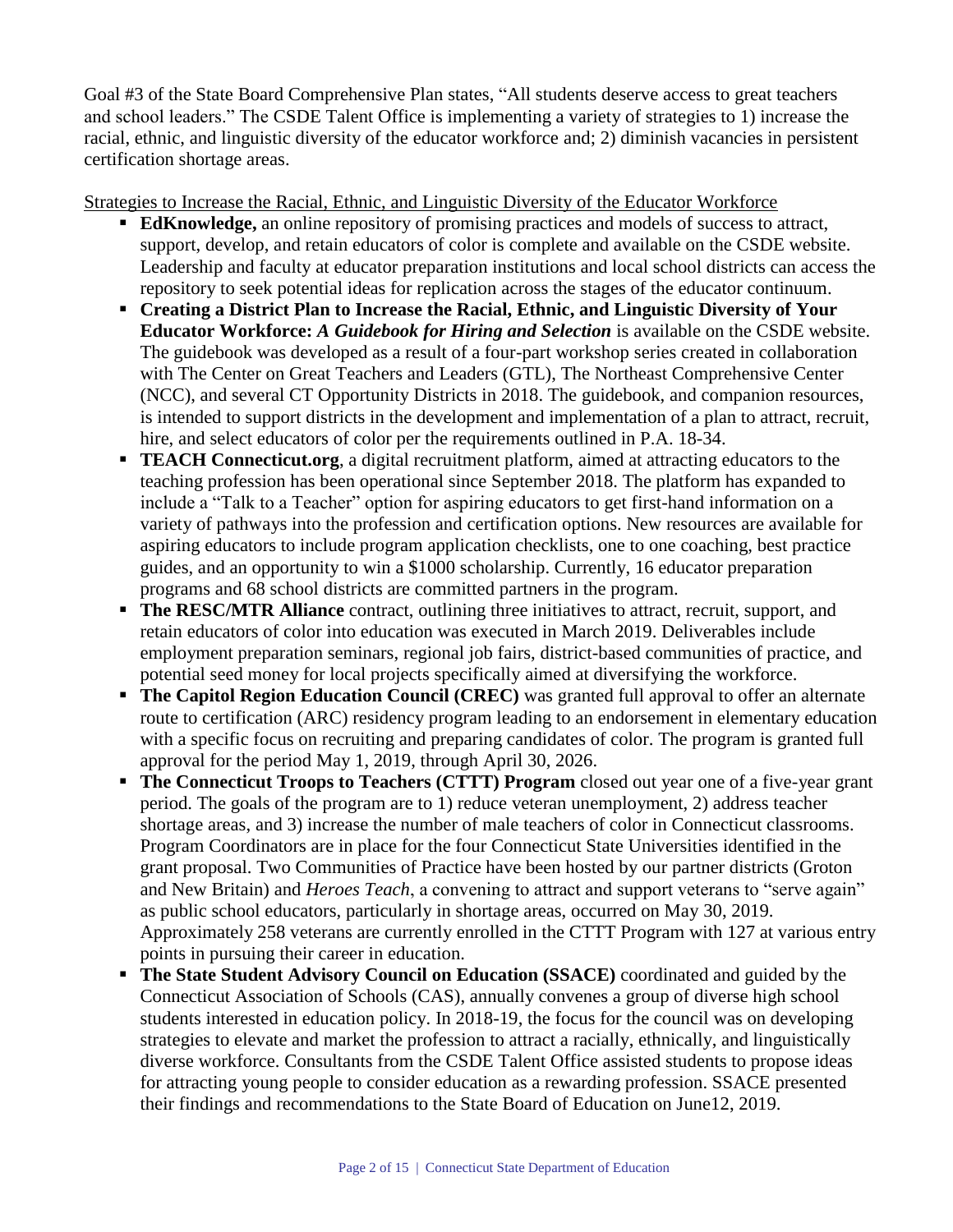Goal #3 of the State Board Comprehensive Plan states, "All students deserve access to great teachers and school leaders." The CSDE Talent Office is implementing a variety of strategies to 1) increase the racial, ethnic, and linguistic diversity of the educator workforce and; 2) diminish vacancies in persistent certification shortage areas.

Strategies to Increase the Racial, Ethnic, and Linguistic Diversity of the Educator Workforce

- **EdKnowledge,** an online repository of promising practices and models of success to attract, support, develop, and retain educators of color is complete and available on the CSDE website. Leadership and faculty at educator preparation institutions and local school districts can access the repository to seek potential ideas for replication across the stages of the educator continuum.
- **Creating a District Plan to Increase the Racial, Ethnic, and Linguistic Diversity of Your Educator Workforce:** ***A Guidebook for Hiring and Selection*** is available on the CSDE website. The guidebook was developed as a result of a four-part workshop series created in collaboration with The Center on Great Teachers and Leaders (GTL), The Northeast Comprehensive Center (NCC), and several CT Opportunity Districts in 2018. The guidebook, and companion resources, is intended to support districts in the development and implementation of a plan to attract, recruit, hire, and select educators of color per the requirements outlined in P.A. 18-34.
- **TEACH Connecticut.org**, a digital recruitment platform, aimed at attracting educators to the teaching profession has been operational since September 2018. The platform has expanded to include a "Talk to a Teacher" option for aspiring educators to get first-hand information on a variety of pathways into the profession and certification options. New resources are available for aspiring educators to include program application checklists, one to one coaching, best practice guides, and an opportunity to win a $1000 scholarship. Currently, 16 educator preparation programs and 68 school districts are committed partners in the program.
- **The RESC/MTR Alliance** contract, outlining three initiatives to attract, recruit, support, and retain educators of color into education was executed in March 2019. Deliverables include employment preparation seminars, regional job fairs, district-based communities of practice, and potential seed money for local projects specifically aimed at diversifying the workforce.
- **The Capitol Region Education Council (CREC)** was granted full approval to offer an alternate route to certification (ARC) residency program leading to an endorsement in elementary education with a specific focus on recruiting and preparing candidates of color. The program is granted full approval for the period May 1, 2019, through April 30, 2026.
- **The Connecticut Troops to Teachers (CTTT) Program** closed out year one of a five-year grant period. The goals of the program are to 1) reduce veteran unemployment, 2) address teacher shortage areas, and 3) increase the number of male teachers of color in Connecticut classrooms. Program Coordinators are in place for the four Connecticut State Universities identified in the grant proposal. Two Communities of Practice have been hosted by our partner districts (Groton and New Britain) and *Heroes Teach*, a convening to attract and support veterans to "serve again" as public school educators, particularly in shortage areas, occurred on May 30, 2019. Approximately 258 veterans are currently enrolled in the CTTT Program with 127 at various entry points in pursuing their career in education.
- **The State Student Advisory Council on Education (SSACE)** coordinated and guided by the Connecticut Association of Schools (CAS), annually convenes a group of diverse high school students interested in education policy. In 2018-19, the focus for the council was on developing strategies to elevate and market the profession to attract a racially, ethnically, and linguistically diverse workforce. Consultants from the CSDE Talent Office assisted students to propose ideas for attracting young people to consider education as a rewarding profession. SSACE presented their findings and recommendations to the State Board of Education on June12, 2019.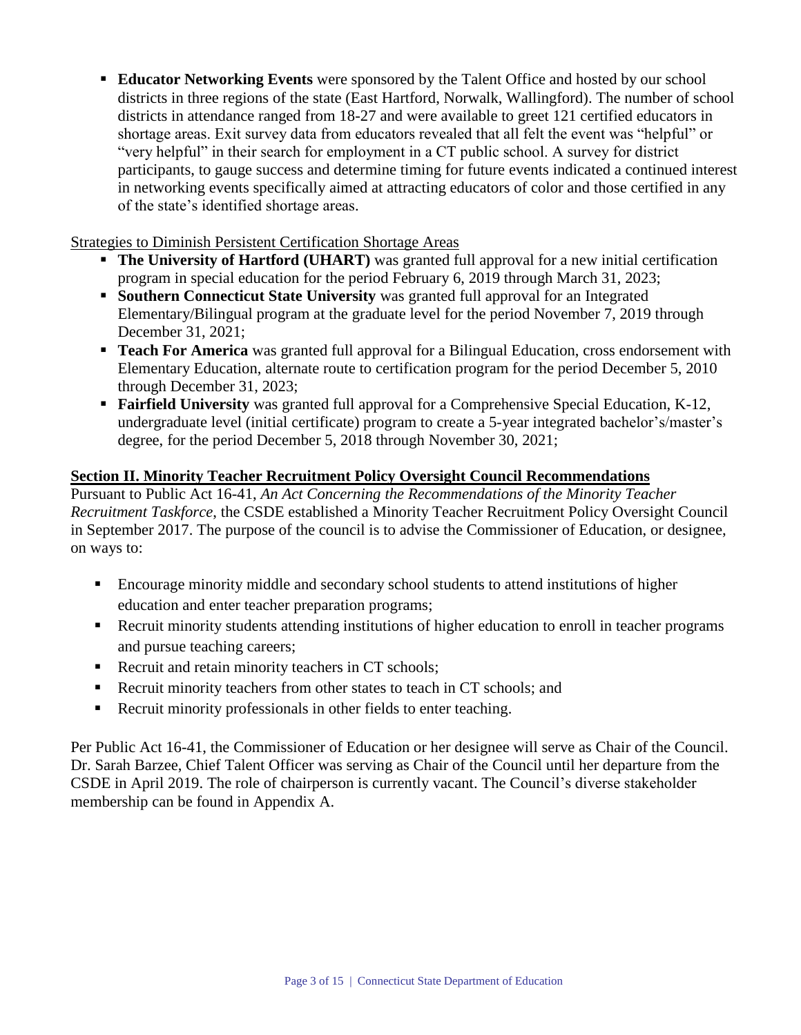- **Educator Networking Events** were sponsored by the Talent Office and hosted by our school districts in three regions of the state (East Hartford, Norwalk, Wallingford). The number of school districts in attendance ranged from 18-27 and were available to greet 121 certified educators in shortage areas. Exit survey data from educators revealed that all felt the event was "helpful" or "very helpful" in their search for employment in a CT public school. A survey for district participants, to gauge success and determine timing for future events indicated a continued interest in networking events specifically aimed at attracting educators of color and those certified in any of the state's identified shortage areas.

Strategies to Diminish Persistent Certification Shortage Areas

- **The University of Hartford (UHART)** was granted full approval for a new initial certification program in special education for the period February 6, 2019 through March 31, 2023;
- **Southern Connecticut State University** was granted full approval for an Integrated Elementary/Bilingual program at the graduate level for the period November 7, 2019 through December 31, 2021;
- **Teach For America** was granted full approval for a Bilingual Education, cross endorsement with Elementary Education, alternate route to certification program for the period December 5, 2010 through December 31, 2023;
- **Fairfield University** was granted full approval for a Comprehensive Special Education, K-12, undergraduate level (initial certificate) program to create a 5-year integrated bachelor's/master's degree, for the period December 5, 2018 through November 30, 2021;

## Section II. Minority Teacher Recruitment Policy Oversight Council Recommendations

Pursuant to Public Act 16-41, *An Act Concerning the Recommendations of the Minority Teacher Recruitment Taskforce*, the CSDE established a Minority Teacher Recruitment Policy Oversight Council in September 2017. The purpose of the council is to advise the Commissioner of Education, or designee, on ways to:

- Encourage minority middle and secondary school students to attend institutions of higher education and enter teacher preparation programs;
- Recruit minority students attending institutions of higher education to enroll in teacher programs and pursue teaching careers;
- Recruit and retain minority teachers in CT schools;
- Recruit minority teachers from other states to teach in CT schools; and
- Recruit minority professionals in other fields to enter teaching.

Per Public Act 16-41, the Commissioner of Education or her designee will serve as Chair of the Council. Dr. Sarah Barzee, Chief Talent Officer was serving as Chair of the Council until her departure from the CSDE in April 2019. The role of chairperson is currently vacant. The Council's diverse stakeholder membership can be found in Appendix A.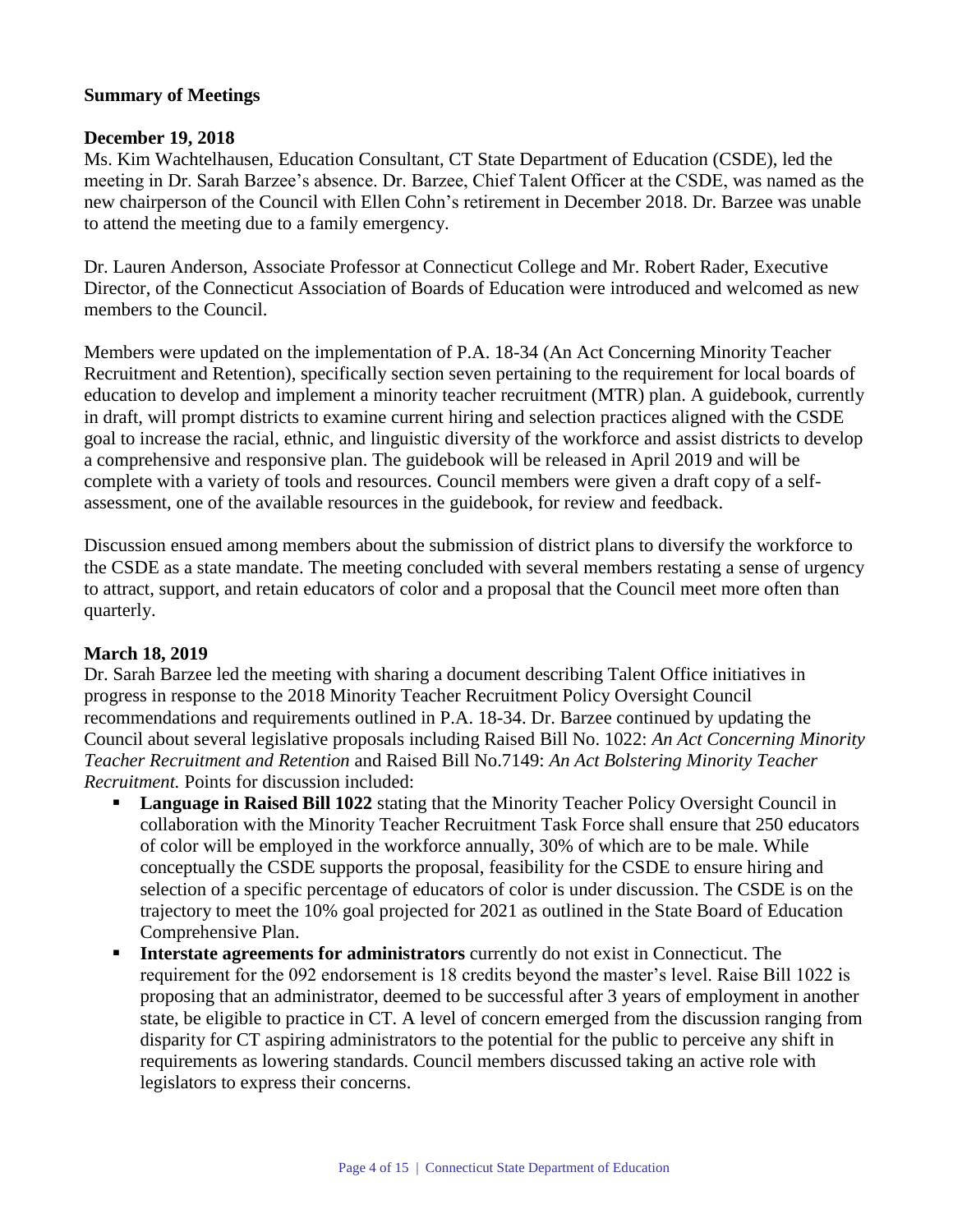**Summary of Meetings**

**December 19, 2018**

Ms. Kim Wachtelhausen, Education Consultant, CT State Department of Education (CSDE), led the meeting in Dr. Sarah Barzee's absence. Dr. Barzee, Chief Talent Officer at the CSDE, was named as the new chairperson of the Council with Ellen Cohn's retirement in December 2018. Dr. Barzee was unable to attend the meeting due to a family emergency.

Dr. Lauren Anderson, Associate Professor at Connecticut College and Mr. Robert Rader, Executive Director, of the Connecticut Association of Boards of Education were introduced and welcomed as new members to the Council.

Members were updated on the implementation of P.A. 18-34 (An Act Concerning Minority Teacher Recruitment and Retention), specifically section seven pertaining to the requirement for local boards of education to develop and implement a minority teacher recruitment (MTR) plan. A guidebook, currently in draft, will prompt districts to examine current hiring and selection practices aligned with the CSDE goal to increase the racial, ethnic, and linguistic diversity of the workforce and assist districts to develop a comprehensive and responsive plan. The guidebook will be released in April 2019 and will be complete with a variety of tools and resources. Council members were given a draft copy of a self-assessment, one of the available resources in the guidebook, for review and feedback.

Discussion ensued among members about the submission of district plans to diversify the workforce to the CSDE as a state mandate. The meeting concluded with several members restating a sense of urgency to attract, support, and retain educators of color and a proposal that the Council meet more often than quarterly.

**March 18, 2019**

Dr. Sarah Barzee led the meeting with sharing a document describing Talent Office initiatives in progress in response to the 2018 Minority Teacher Recruitment Policy Oversight Council recommendations and requirements outlined in P.A. 18-34. Dr. Barzee continued by updating the Council about several legislative proposals including Raised Bill No. 1022: *An Act Concerning Minority Teacher Recruitment and Retention* and Raised Bill No.7149: *An Act Bolstering Minority Teacher Recruitment.* Points for discussion included:

- **Language in Raised Bill 1022** stating that the Minority Teacher Policy Oversight Council in collaboration with the Minority Teacher Recruitment Task Force shall ensure that 250 educators of color will be employed in the workforce annually, 30% of which are to be male. While conceptually the CSDE supports the proposal, feasibility for the CSDE to ensure hiring and selection of a specific percentage of educators of color is under discussion. The CSDE is on the trajectory to meet the 10% goal projected for 2021 as outlined in the State Board of Education Comprehensive Plan.
- **Interstate agreements for administrators** currently do not exist in Connecticut. The requirement for the 092 endorsement is 18 credits beyond the master's level. Raise Bill 1022 is proposing that an administrator, deemed to be successful after 3 years of employment in another state, be eligible to practice in CT. A level of concern emerged from the discussion ranging from disparity for CT aspiring administrators to the potential for the public to perceive any shift in requirements as lowering standards. Council members discussed taking an active role with legislators to express their concerns.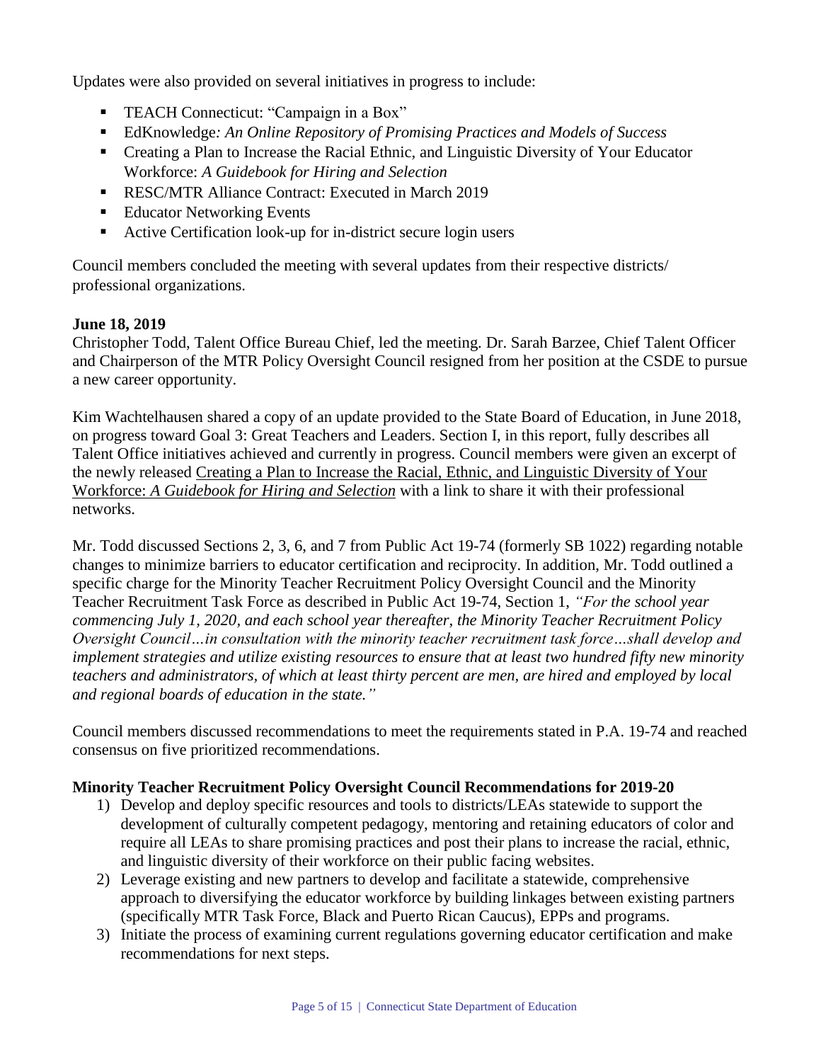Updates were also provided on several initiatives in progress to include:

- TEACH Connecticut: "Campaign in a Box"
- EdKnowledge*: An Online Repository of Promising Practices and Models of Success*
- Creating a Plan to Increase the Racial Ethnic, and Linguistic Diversity of Your Educator Workforce: *A Guidebook for Hiring and Selection*
- RESC/MTR Alliance Contract: Executed in March 2019
- Educator Networking Events
- Active Certification look-up for in-district secure login users

Council members concluded the meeting with several updates from their respective districts/ professional organizations.

**June 18, 2019**

Christopher Todd, Talent Office Bureau Chief, led the meeting. Dr. Sarah Barzee, Chief Talent Officer and Chairperson of the MTR Policy Oversight Council resigned from her position at the CSDE to pursue a new career opportunity.

Kim Wachtelhausen shared a copy of an update provided to the State Board of Education, in June 2018, on progress toward Goal 3: Great Teachers and Leaders. Section I, in this report, fully describes all Talent Office initiatives achieved and currently in progress. Council members were given an excerpt of the newly released Creating a Plan to Increase the Racial, Ethnic, and Linguistic Diversity of Your Workforce: *A Guidebook for Hiring and Selection* with a link to share it with their professional networks.

Mr. Todd discussed Sections 2, 3, 6, and 7 from Public Act 19-74 (formerly SB 1022) regarding notable changes to minimize barriers to educator certification and reciprocity. In addition, Mr. Todd outlined a specific charge for the Minority Teacher Recruitment Policy Oversight Council and the Minority Teacher Recruitment Task Force as described in Public Act 19-74, Section 1, *"For the school year commencing July 1, 2020, and each school year thereafter, the Minority Teacher Recruitment Policy Oversight Council…in consultation with the minority teacher recruitment task force…shall develop and implement strategies and utilize existing resources to ensure that at least two hundred fifty new minority teachers and administrators, of which at least thirty percent are men, are hired and employed by local and regional boards of education in the state."*

Council members discussed recommendations to meet the requirements stated in P.A. 19-74 and reached consensus on five prioritized recommendations.

**Minority Teacher Recruitment Policy Oversight Council Recommendations for 2019-20**

1) Develop and deploy specific resources and tools to districts/LEAs statewide to support the development of culturally competent pedagogy, mentoring and retaining educators of color and require all LEAs to share promising practices and post their plans to increase the racial, ethnic, and linguistic diversity of their workforce on their public facing websites.
2) Leverage existing and new partners to develop and facilitate a statewide, comprehensive approach to diversifying the educator workforce by building linkages between existing partners (specifically MTR Task Force, Black and Puerto Rican Caucus), EPPs and programs.
3) Initiate the process of examining current regulations governing educator certification and make recommendations for next steps.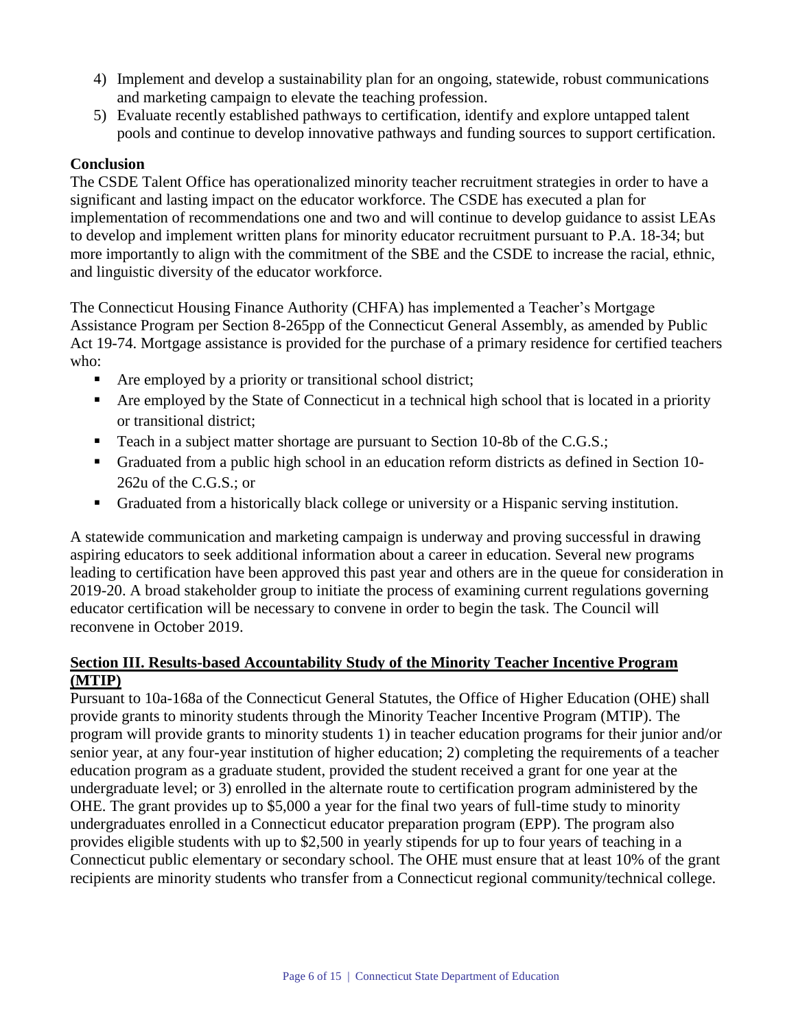4) Implement and develop a sustainability plan for an ongoing, statewide, robust communications and marketing campaign to elevate the teaching profession.
5) Evaluate recently established pathways to certification, identify and explore untapped talent pools and continue to develop innovative pathways and funding sources to support certification.

**Conclusion**

The CSDE Talent Office has operationalized minority teacher recruitment strategies in order to have a significant and lasting impact on the educator workforce. The CSDE has executed a plan for implementation of recommendations one and two and will continue to develop guidance to assist LEAs to develop and implement written plans for minority educator recruitment pursuant to P.A. 18-34; but more importantly to align with the commitment of the SBE and the CSDE to increase the racial, ethnic, and linguistic diversity of the educator workforce.

The Connecticut Housing Finance Authority (CHFA) has implemented a Teacher's Mortgage Assistance Program per Section 8-265pp of the Connecticut General Assembly, as amended by Public Act 19-74. Mortgage assistance is provided for the purchase of a primary residence for certified teachers who:

- Are employed by a priority or transitional school district;
- Are employed by the State of Connecticut in a technical high school that is located in a priority or transitional district;
- Teach in a subject matter shortage are pursuant to Section 10-8b of the C.G.S.;
- Graduated from a public high school in an education reform districts as defined in Section 10-262u of the C.G.S.; or
- Graduated from a historically black college or university or a Hispanic serving institution.

A statewide communication and marketing campaign is underway and proving successful in drawing aspiring educators to seek additional information about a career in education. Several new programs leading to certification have been approved this past year and others are in the queue for consideration in 2019-20. A broad stakeholder group to initiate the process of examining current regulations governing educator certification will be necessary to convene in order to begin the task. The Council will reconvene in October 2019.

## Section III. Results-based Accountability Study of the Minority Teacher Incentive Program (MTIP)

Pursuant to 10a-168a of the Connecticut General Statutes, the Office of Higher Education (OHE) shall provide grants to minority students through the Minority Teacher Incentive Program (MTIP). The program will provide grants to minority students 1) in teacher education programs for their junior and/or senior year, at any four-year institution of higher education; 2) completing the requirements of a teacher education program as a graduate student, provided the student received a grant for one year at the undergraduate level; or 3) enrolled in the alternate route to certification program administered by the OHE. The grant provides up to $5,000 a year for the final two years of full-time study to minority undergraduates enrolled in a Connecticut educator preparation program (EPP). The program also provides eligible students with up to $2,500 in yearly stipends for up to four years of teaching in a Connecticut public elementary or secondary school. The OHE must ensure that at least 10% of the grant recipients are minority students who transfer from a Connecticut regional community/technical college.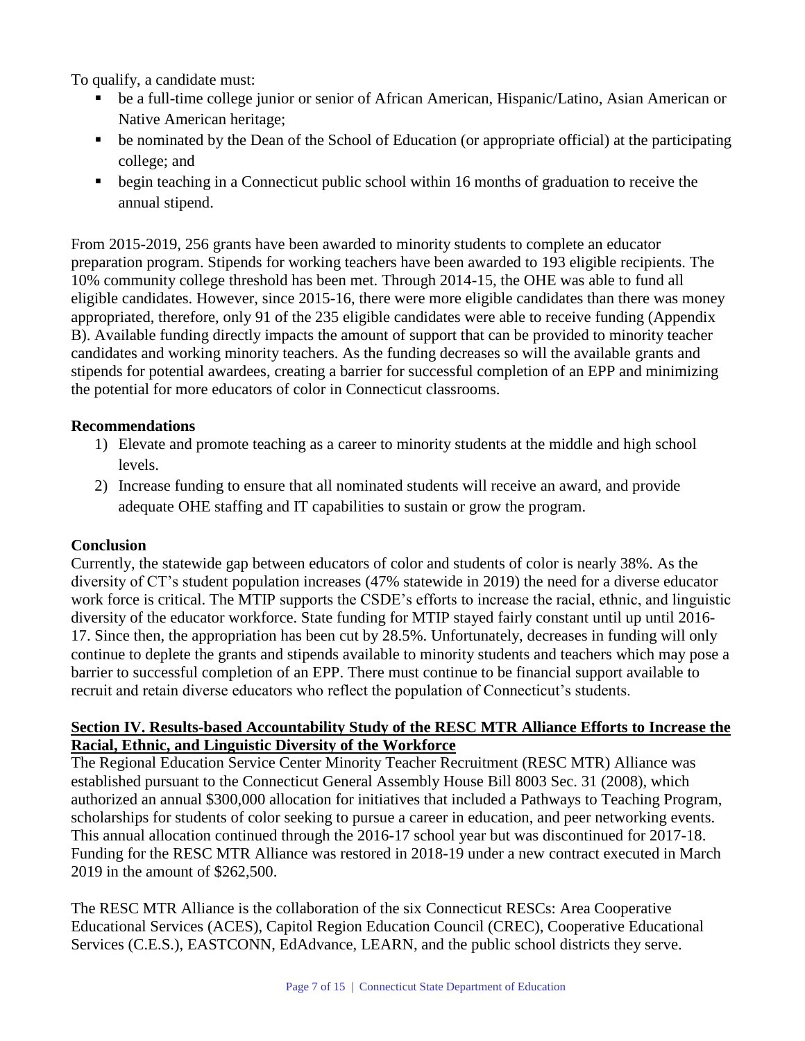To qualify, a candidate must:

- be a full-time college junior or senior of African American, Hispanic/Latino, Asian American or Native American heritage;
- be nominated by the Dean of the School of Education (or appropriate official) at the participating college; and
- begin teaching in a Connecticut public school within 16 months of graduation to receive the annual stipend.

From 2015-2019, 256 grants have been awarded to minority students to complete an educator preparation program. Stipends for working teachers have been awarded to 193 eligible recipients. The 10% community college threshold has been met. Through 2014-15, the OHE was able to fund all eligible candidates. However, since 2015-16, there were more eligible candidates than there was money appropriated, therefore, only 91 of the 235 eligible candidates were able to receive funding (Appendix B). Available funding directly impacts the amount of support that can be provided to minority teacher candidates and working minority teachers. As the funding decreases so will the available grants and stipends for potential awardees, creating a barrier for successful completion of an EPP and minimizing the potential for more educators of color in Connecticut classrooms.

**Recommendations**

1) Elevate and promote teaching as a career to minority students at the middle and high school levels.
2) Increase funding to ensure that all nominated students will receive an award, and provide adequate OHE staffing and IT capabilities to sustain or grow the program.

**Conclusion**

Currently, the statewide gap between educators of color and students of color is nearly 38%. As the diversity of CT's student population increases (47% statewide in 2019) the need for a diverse educator work force is critical. The MTIP supports the CSDE's efforts to increase the racial, ethnic, and linguistic diversity of the educator workforce. State funding for MTIP stayed fairly constant until up until 2016-17. Since then, the appropriation has been cut by 28.5%. Unfortunately, decreases in funding will only continue to deplete the grants and stipends available to minority students and teachers which may pose a barrier to successful completion of an EPP. There must continue to be financial support available to recruit and retain diverse educators who reflect the population of Connecticut's students.

## Section IV. Results-based Accountability Study of the RESC MTR Alliance Efforts to Increase the Racial, Ethnic, and Linguistic Diversity of the Workforce

The Regional Education Service Center Minority Teacher Recruitment (RESC MTR) Alliance was established pursuant to the Connecticut General Assembly House Bill 8003 Sec. 31 (2008), which authorized an annual $300,000 allocation for initiatives that included a Pathways to Teaching Program, scholarships for students of color seeking to pursue a career in education, and peer networking events. This annual allocation continued through the 2016-17 school year but was discontinued for 2017-18. Funding for the RESC MTR Alliance was restored in 2018-19 under a new contract executed in March 2019 in the amount of $262,500.

The RESC MTR Alliance is the collaboration of the six Connecticut RESCs: Area Cooperative Educational Services (ACES), Capitol Region Education Council (CREC), Cooperative Educational Services (C.E.S.), EASTCONN, EdAdvance, LEARN, and the public school districts they serve.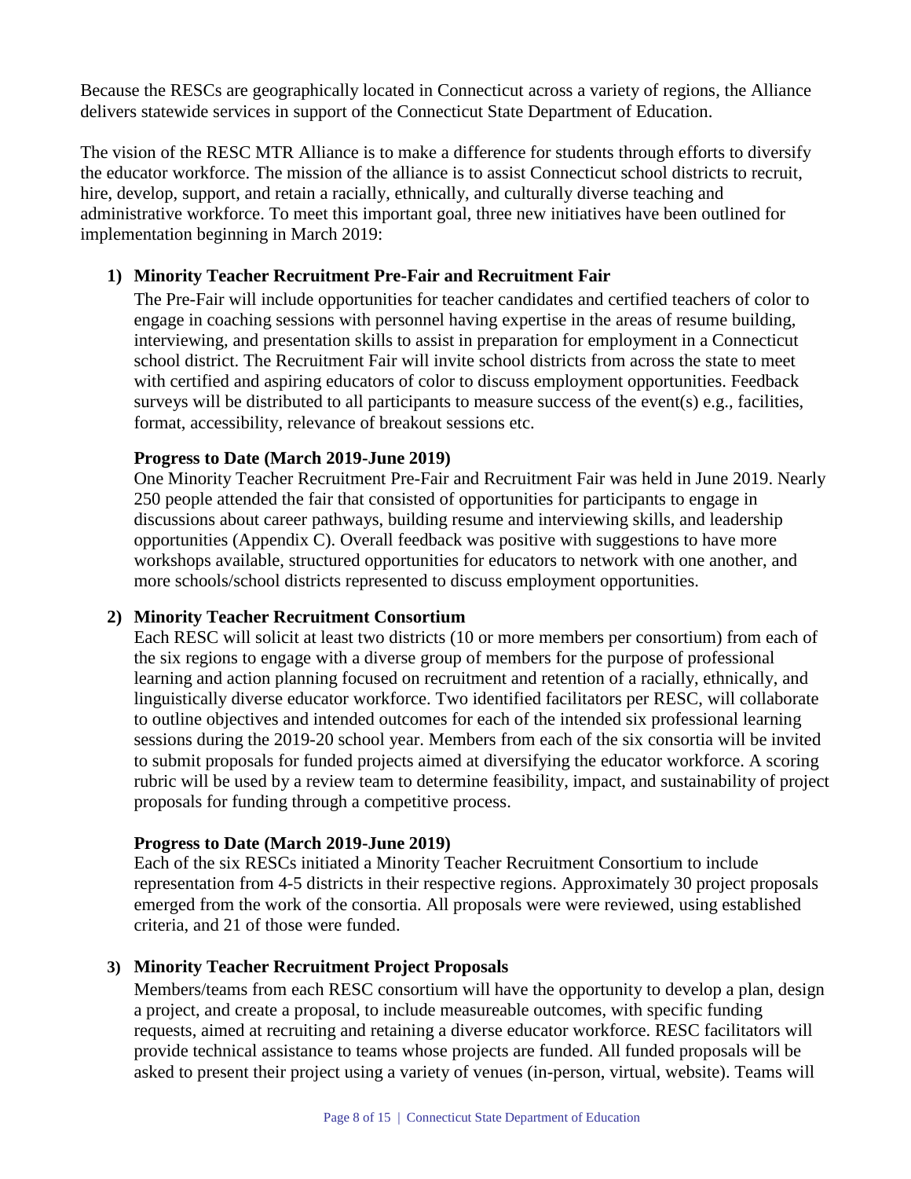Because the RESCs are geographically located in Connecticut across a variety of regions, the Alliance delivers statewide services in support of the Connecticut State Department of Education.

The vision of the RESC MTR Alliance is to make a difference for students through efforts to diversify the educator workforce. The mission of the alliance is to assist Connecticut school districts to recruit, hire, develop, support, and retain a racially, ethnically, and culturally diverse teaching and administrative workforce. To meet this important goal, three new initiatives have been outlined for implementation beginning in March 2019:

1) **Minority Teacher Recruitment Pre-Fair and Recruitment Fair**

   The Pre-Fair will include opportunities for teacher candidates and certified teachers of color to engage in coaching sessions with personnel having expertise in the areas of resume building, interviewing, and presentation skills to assist in preparation for employment in a Connecticut school district. The Recruitment Fair will invite school districts from across the state to meet with certified and aspiring educators of color to discuss employment opportunities. Feedback surveys will be distributed to all participants to measure success of the event(s) e.g., facilities, format, accessibility, relevance of breakout sessions etc.

   **Progress to Date (March 2019-June 2019)**

   One Minority Teacher Recruitment Pre-Fair and Recruitment Fair was held in June 2019. Nearly 250 people attended the fair that consisted of opportunities for participants to engage in discussions about career pathways, building resume and interviewing skills, and leadership opportunities (Appendix C). Overall feedback was positive with suggestions to have more workshops available, structured opportunities for educators to network with one another, and more schools/school districts represented to discuss employment opportunities.

2) **Minority Teacher Recruitment Consortium**

   Each RESC will solicit at least two districts (10 or more members per consortium) from each of the six regions to engage with a diverse group of members for the purpose of professional learning and action planning focused on recruitment and retention of a racially, ethnically, and linguistically diverse educator workforce. Two identified facilitators per RESC, will collaborate to outline objectives and intended outcomes for each of the intended six professional learning sessions during the 2019-20 school year. Members from each of the six consortia will be invited to submit proposals for funded projects aimed at diversifying the educator workforce. A scoring rubric will be used by a review team to determine feasibility, impact, and sustainability of project proposals for funding through a competitive process.

   **Progress to Date (March 2019-June 2019)**

   Each of the six RESCs initiated a Minority Teacher Recruitment Consortium to include representation from 4-5 districts in their respective regions. Approximately 30 project proposals emerged from the work of the consortia. All proposals were were reviewed, using established criteria, and 21 of those were funded.

3) **Minority Teacher Recruitment Project Proposals**

   Members/teams from each RESC consortium will have the opportunity to develop a plan, design a project, and create a proposal, to include measureable outcomes, with specific funding requests, aimed at recruiting and retaining a diverse educator workforce. RESC facilitators will provide technical assistance to teams whose projects are funded. All funded proposals will be asked to present their project using a variety of venues (in-person, virtual, website). Teams will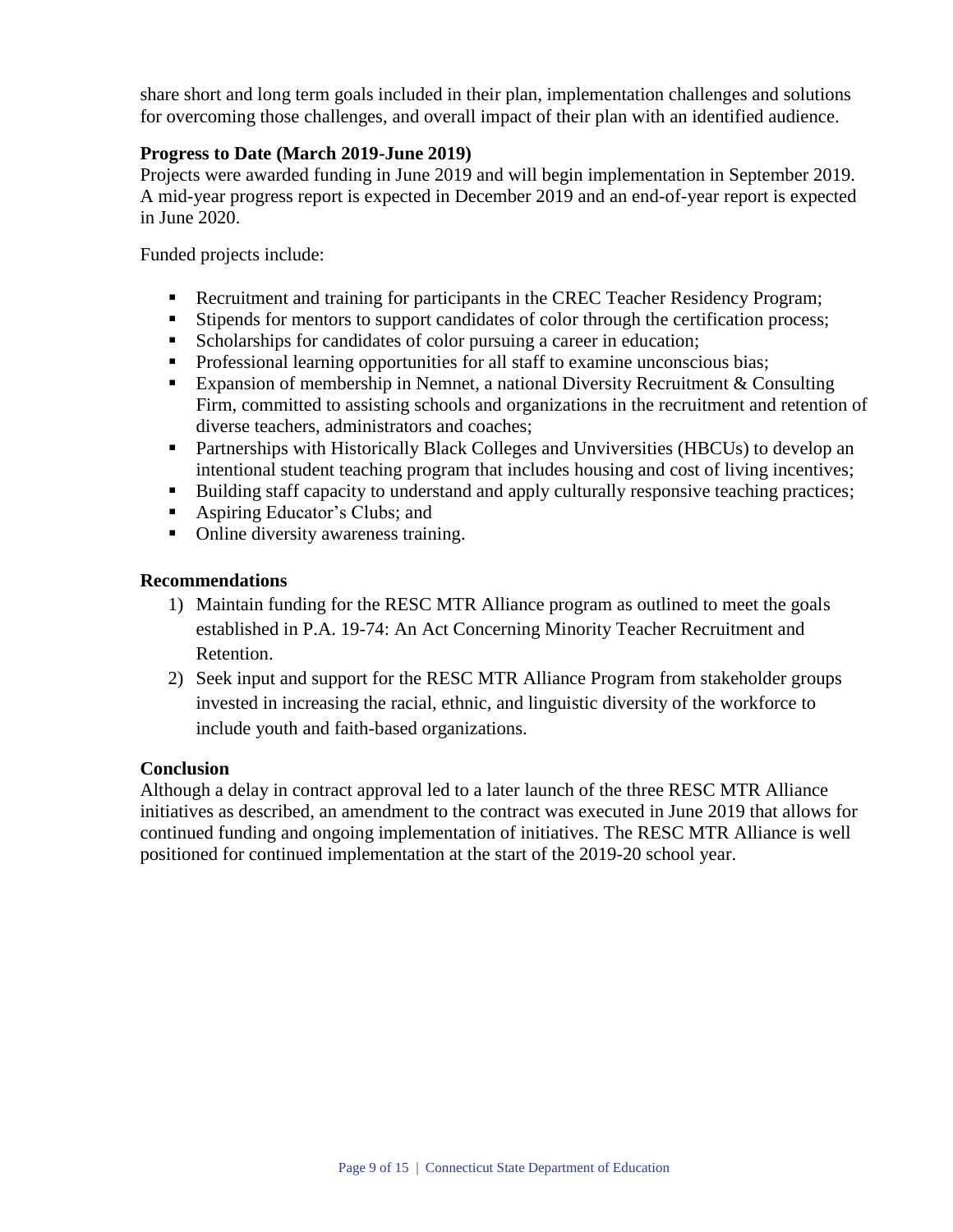share short and long term goals included in their plan, implementation challenges and solutions for overcoming those challenges, and overall impact of their plan with an identified audience.

**Progress to Date (March 2019-June 2019)**

Projects were awarded funding in June 2019 and will begin implementation in September 2019. A mid-year progress report is expected in December 2019 and an end-of-year report is expected in June 2020.

Funded projects include:

- Recruitment and training for participants in the CREC Teacher Residency Program;
- Stipends for mentors to support candidates of color through the certification process;
- Scholarships for candidates of color pursuing a career in education;
- Professional learning opportunities for all staff to examine unconscious bias;
- Expansion of membership in Nemnet, a national Diversity Recruitment & Consulting Firm, committed to assisting schools and organizations in the recruitment and retention of diverse teachers, administrators and coaches;
- Partnerships with Historically Black Colleges and Unviversities (HBCUs) to develop an intentional student teaching program that includes housing and cost of living incentives;
- Building staff capacity to understand and apply culturally responsive teaching practices;
- Aspiring Educator's Clubs; and
- Online diversity awareness training.

**Recommendations**

1) Maintain funding for the RESC MTR Alliance program as outlined to meet the goals established in P.A. 19-74: An Act Concerning Minority Teacher Recruitment and Retention.
2) Seek input and support for the RESC MTR Alliance Program from stakeholder groups invested in increasing the racial, ethnic, and linguistic diversity of the workforce to include youth and faith-based organizations.

**Conclusion**

Although a delay in contract approval led to a later launch of the three RESC MTR Alliance initiatives as described, an amendment to the contract was executed in June 2019 that allows for continued funding and ongoing implementation of initiatives. The RESC MTR Alliance is well positioned for continued implementation at the start of the 2019-20 school year.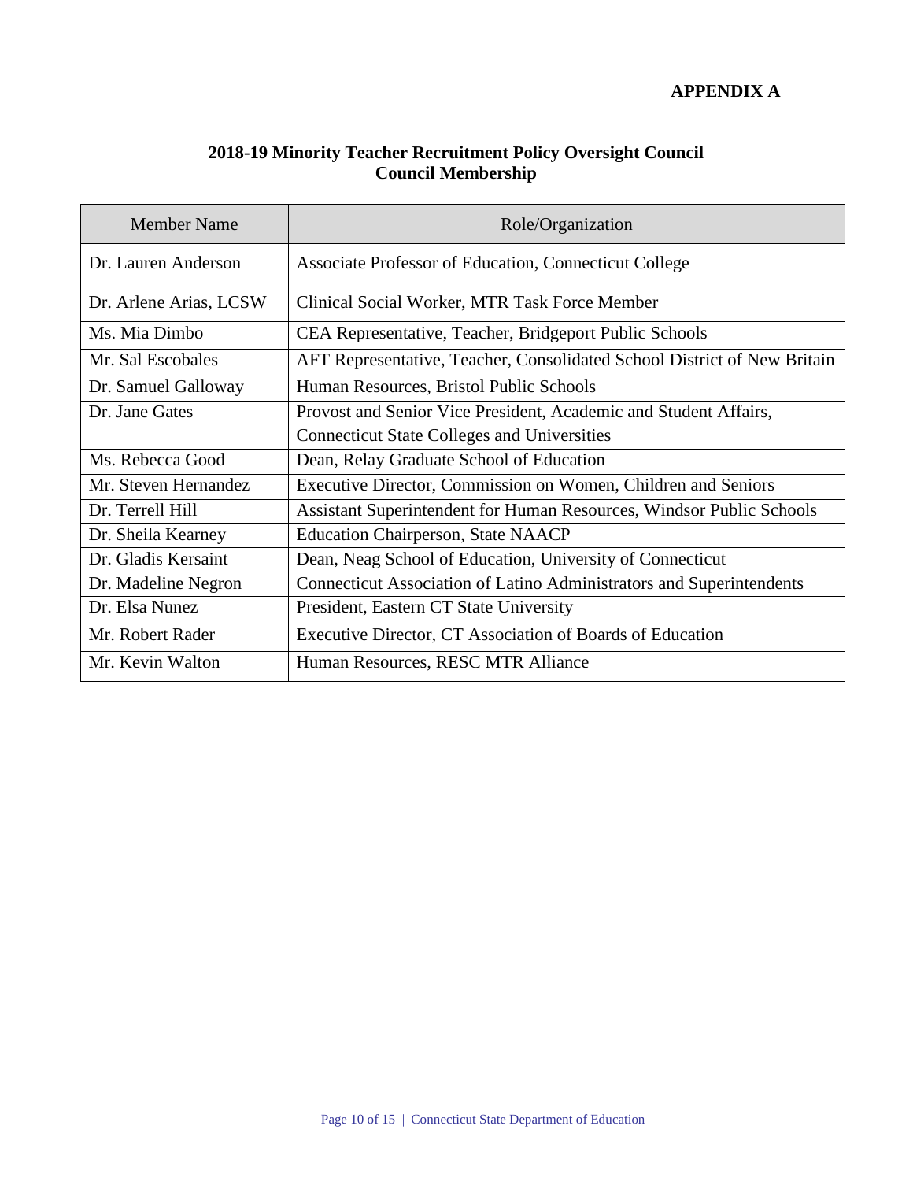**APPENDIX A**

## 2018-19 Minority Teacher Recruitment Policy Oversight Council
## Council Membership

| Member Name | Role/Organization |
|---|---|
| Dr. Lauren Anderson | Associate Professor of Education, Connecticut College |
| Dr. Arlene Arias, LCSW | Clinical Social Worker, MTR Task Force Member |
| Ms. Mia Dimbo | CEA Representative, Teacher, Bridgeport Public Schools |
| Mr. Sal Escobales | AFT Representative, Teacher, Consolidated School District of New Britain |
| Dr. Samuel Galloway | Human Resources, Bristol Public Schools |
| Dr. Jane Gates | Provost and Senior Vice President, Academic and Student Affairs, Connecticut State Colleges and Universities |
| Ms. Rebecca Good | Dean, Relay Graduate School of Education |
| Mr. Steven Hernandez | Executive Director, Commission on Women, Children and Seniors |
| Dr. Terrell Hill | Assistant Superintendent for Human Resources, Windsor Public Schools |
| Dr. Sheila Kearney | Education Chairperson, State NAACP |
| Dr. Gladis Kersaint | Dean, Neag School of Education, University of Connecticut |
| Dr. Madeline Negron | Connecticut Association of Latino Administrators and Superintendents |
| Dr. Elsa Nunez | President, Eastern CT State University |
| Mr. Robert Rader | Executive Director, CT Association of Boards of Education |
| Mr. Kevin Walton | Human Resources, RESC MTR Alliance |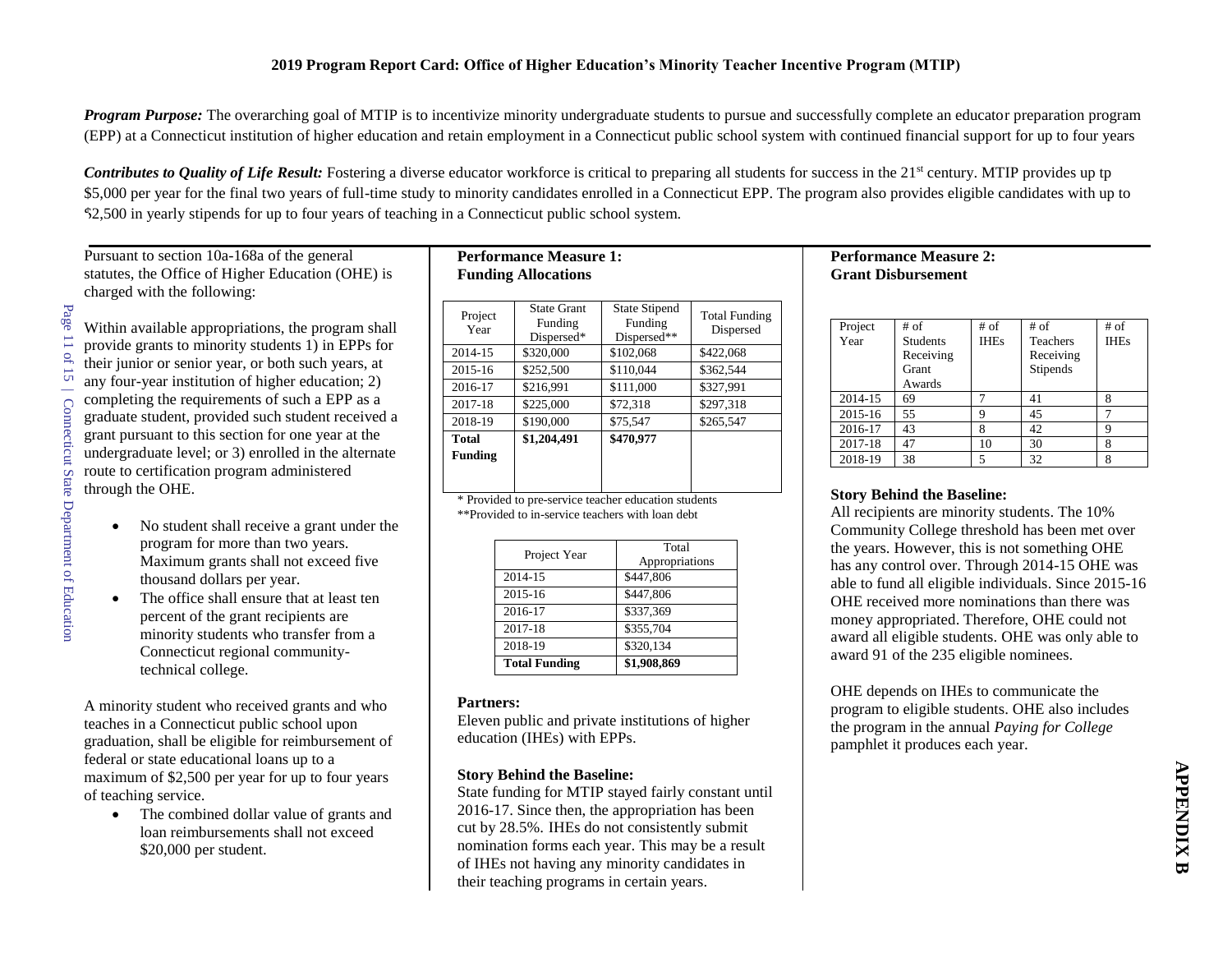**2019 Program Report Card: Office of Higher Education's Minority Teacher Incentive Program (MTIP)**

***Program Purpose:*** The overarching goal of MTIP is to incentivize minority undergraduate students to pursue and successfully complete an educator preparation program (EPP) at a Connecticut institution of higher education and retain employment in a Connecticut public school system with continued financial support for up to four years

***Contributes to Quality of Life Result:*** Fostering a diverse educator workforce is critical to preparing all students for success in the 21st century. MTIP provides up tp $5,000 per year for the final two years of full-time study to minority candidates enrolled in a Connecticut EPP. The program also provides eligible candidates with up to $2,500 in yearly stipends for up to four years of teaching in a Connecticut public school system.

Pursuant to section 10a-168a of the general statutes, the Office of Higher Education (OHE) is charged with the following:

Within available appropriations, the program shall provide grants to minority students 1) in EPPs for their junior or senior year, or both such years, at any four-year institution of higher education; 2) completing the requirements of such a EPP as a graduate student, provided such student received a grant pursuant to this section for one year at the undergraduate level; or 3) enrolled in the alternate route to certification program administered through the OHE.

- No student shall receive a grant under the program for more than two years. Maximum grants shall not exceed five thousand dollars per year.
- The office shall ensure that at least ten percent of the grant recipients are minority students who transfer from a Connecticut regional community-technical college.

A minority student who received grants and who teaches in a Connecticut public school upon graduation, shall be eligible for reimbursement of federal or state educational loans up to a maximum of $2,500 per year for up to four years of teaching service.

- The combined dollar value of grants and loan reimbursements shall not exceed $20,000 per student.

**Performance Measure 1: Funding Allocations**

| Project Year | State Grant Funding Dispersed* | State Stipend Funding Dispersed** | Total Funding Dispersed |
|---|---|---|---|
| 2014-15 | $320,000 | $102,068 | $422,068 |
| 2015-16 | $252,500 | $110,044 | $362,544 |
| 2016-17 | $216,991 | $111,000 | $327,991 |
| 2017-18 | $225,000 | $72,318 | $297,318 |
| 2018-19 | $190,000 | $75,547 | $265,547 |
| **Total Funding** | **$1,204,491** | **$470,977** | |

\* Provided to pre-service teacher education students
\*\*Provided to in-service teachers with loan debt

| Project Year | Total Appropriations |
|---|---|
| 2014-15 | $447,806 |
| 2015-16 | $447,806 |
| 2016-17 | $337,369 |
| 2017-18 | $355,704 |
| 2018-19 | $320,134 |
| **Total Funding** | **$1,908,869** |

**Partners:**
Eleven public and private institutions of higher education (IHEs) with EPPs.

**Story Behind the Baseline:**
State funding for MTIP stayed fairly constant until 2016-17. Since then, the appropriation has been cut by 28.5%. IHEs do not consistently submit nomination forms each year. This may be a result of IHEs not having any minority candidates in their teaching programs in certain years.

**Performance Measure 2: Grant Disbursement**

| Project Year | # of Students Receiving Grant Awards | # of IHEs | # of Teachers Receiving Stipends | # of IHEs |
|---|---|---|---|---|
| 2014-15 | 69 | 7 | 41 | 8 |
| 2015-16 | 55 | 9 | 45 | 7 |
| 2016-17 | 43 | 8 | 42 | 9 |
| 2017-18 | 47 | 10 | 30 | 8 |
| 2018-19 | 38 | 5 | 32 | 8 |

**Story Behind the Baseline:**
All recipients are minority students. The 10% Community College threshold has been met over the years. However, this is not something OHE has any control over. Through 2014-15 OHE was able to fund all eligible individuals. Since 2015-16 OHE received more nominations than there was money appropriated. Therefore, OHE could not award all eligible students. OHE was only able to award 91 of the 235 eligible nominees.

OHE depends on IHEs to communicate the program to eligible students. OHE also includes the program in the annual *Paying for College* pamphlet it produces each year.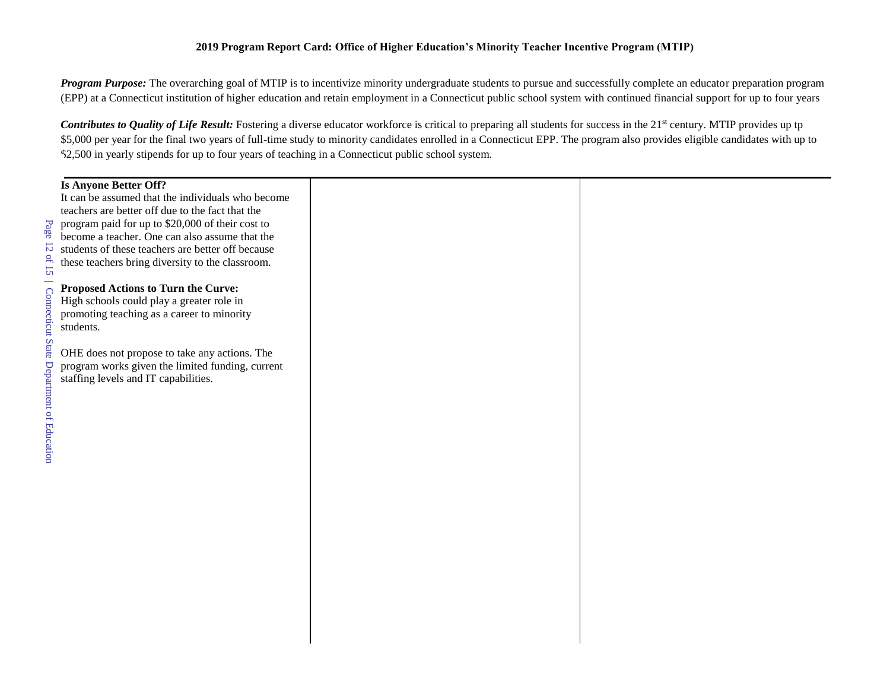**2019 Program Report Card: Office of Higher Education's Minority Teacher Incentive Program (MTIP)**

***Program Purpose:*** The overarching goal of MTIP is to incentivize minority undergraduate students to pursue and successfully complete an educator preparation program (EPP) at a Connecticut institution of higher education and retain employment in a Connecticut public school system with continued financial support for up to four years

***Contributes to Quality of Life Result:*** Fostering a diverse educator workforce is critical to preparing all students for success in the 21st century. MTIP provides up tp $5,000 per year for the final two years of full-time study to minority candidates enrolled in a Connecticut EPP. The program also provides eligible candidates with up to $2,500 in yearly stipends for up to four years of teaching in a Connecticut public school system.

**Is Anyone Better Off?**

It can be assumed that the individuals who become teachers are better off due to the fact that the program paid for up to $20,000 of their cost to become a teacher. One can also assume that the students of these teachers are better off because these teachers bring diversity to the classroom.

**Proposed Actions to Turn the Curve:**

High schools could play a greater role in promoting teaching as a career to minority students.

OHE does not propose to take any actions. The program works given the limited funding, current staffing levels and IT capabilities.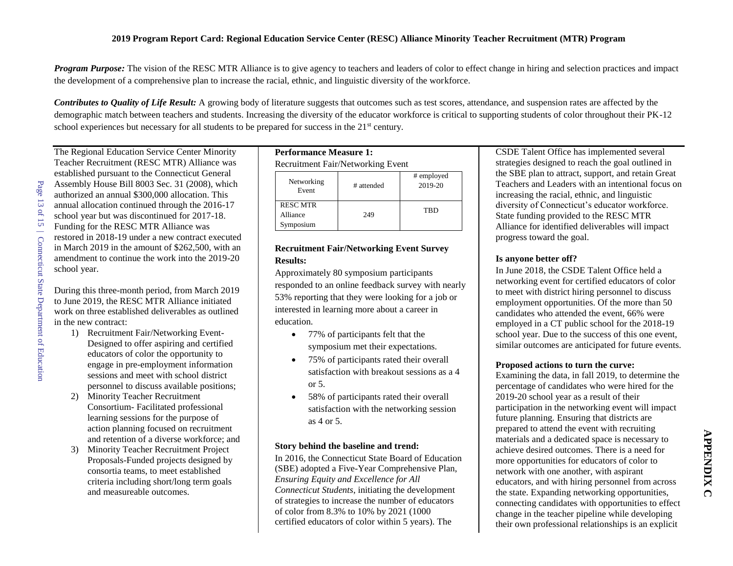**2019 Program Report Card: Regional Education Service Center (RESC) Alliance Minority Teacher Recruitment (MTR) Program**

***Program Purpose:*** The vision of the RESC MTR Alliance is to give agency to teachers and leaders of color to effect change in hiring and selection practices and impact the development of a comprehensive plan to increase the racial, ethnic, and linguistic diversity of the workforce.

***Contributes to Quality of Life Result:*** A growing body of literature suggests that outcomes such as test scores, attendance, and suspension rates are affected by the demographic match between teachers and students. Increasing the diversity of the educator workforce is critical to supporting students of color throughout their PK-12 school experiences but necessary for all students to be prepared for success in the 21st century.

The Regional Education Service Center Minority Teacher Recruitment (RESC MTR) Alliance was established pursuant to the Connecticut General Assembly House Bill 8003 Sec. 31 (2008), which authorized an annual $300,000 allocation. This annual allocation continued through the 2016-17 school year but was discontinued for 2017-18. Funding for the RESC MTR Alliance was restored in 2018-19 under a new contract executed in March 2019 in the amount of $262,500, with an amendment to continue the work into the 2019-20 school year.

During this three-month period, from March 2019 to June 2019, the RESC MTR Alliance initiated work on three established deliverables as outlined in the new contract:

1) Recruitment Fair/Networking Event- Designed to offer aspiring and certified educators of color the opportunity to engage in pre-employment information sessions and meet with school district personnel to discuss available positions;
2) Minority Teacher Recruitment Consortium- Facilitated professional learning sessions for the purpose of action planning focused on recruitment and retention of a diverse workforce; and
3) Minority Teacher Recruitment Project Proposals-Funded projects designed by consortia teams, to meet established criteria including short/long term goals and measureable outcomes.

**Performance Measure 1:**
Recruitment Fair/Networking Event

| Networking Event | # attended | # employed 2019-20 |
|---|---|---|
| RESC MTR Alliance Symposium | 249 | TBD |

**Recruitment Fair/Networking Event Survey Results:**

Approximately 80 symposium participants responded to an online feedback survey with nearly 53% reporting that they were looking for a job or interested in learning more about a career in education.

- 77% of participants felt that the symposium met their expectations.
- 75% of participants rated their overall satisfaction with breakout sessions as a 4 or 5.
- 58% of participants rated their overall satisfaction with the networking session as 4 or 5.

**Story behind the baseline and trend:**

In 2016, the Connecticut State Board of Education (SBE) adopted a Five-Year Comprehensive Plan, *Ensuring Equity and Excellence for All Connecticut Students*, initiating the development of strategies to increase the number of educators of color from 8.3% to 10% by 2021 (1000 certified educators of color within 5 years). The CSDE Talent Office has implemented several strategies designed to reach the goal outlined in the SBE plan to attract, support, and retain Great Teachers and Leaders with an intentional focus on increasing the racial, ethnic, and linguistic diversity of Connecticut's educator workforce. State funding provided to the RESC MTR Alliance for identified deliverables will impact progress toward the goal.

**Is anyone better off?**

In June 2018, the CSDE Talent Office held a networking event for certified educators of color to meet with district hiring personnel to discuss employment opportunities. Of the more than 50 candidates who attended the event, 66% were employed in a CT public school for the 2018-19 school year. Due to the success of this one event, similar outcomes are anticipated for future events.

**Proposed actions to turn the curve:**

Examining the data, in fall 2019, to determine the percentage of candidates who were hired for the 2019-20 school year as a result of their participation in the networking event will impact future planning. Ensuring that districts are prepared to attend the event with recruiting materials and a dedicated space is necessary to achieve desired outcomes. There is a need for more opportunities for educators of color to network with one another, with aspirant educators, and with hiring personnel from across the state. Expanding networking opportunities, connecting candidates with opportunities to effect change in the teacher pipeline while developing their own professional relationships is an explicit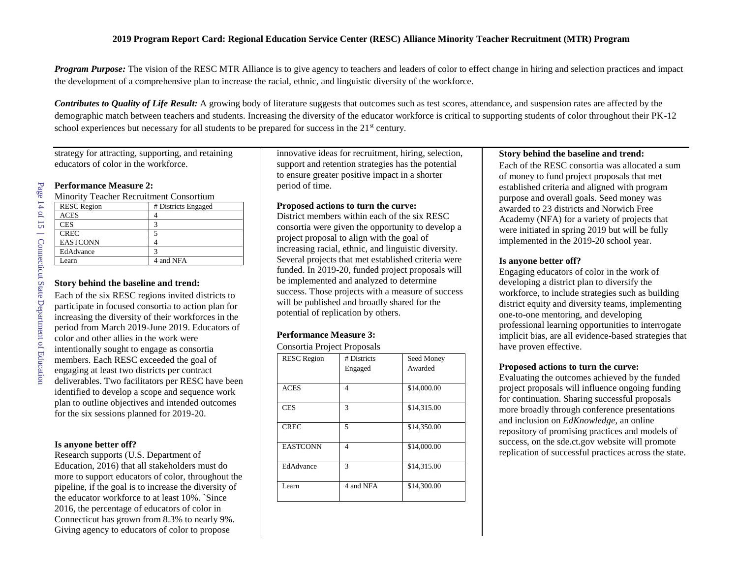**2019 Program Report Card: Regional Education Service Center (RESC) Alliance Minority Teacher Recruitment (MTR) Program**

***Program Purpose:*** The vision of the RESC MTR Alliance is to give agency to teachers and leaders of color to effect change in hiring and selection practices and impact the development of a comprehensive plan to increase the racial, ethnic, and linguistic diversity of the workforce.

***Contributes to Quality of Life Result:*** A growing body of literature suggests that outcomes such as test scores, attendance, and suspension rates are affected by the demographic match between teachers and students. Increasing the diversity of the educator workforce is critical to supporting students of color throughout their PK-12 school experiences but necessary for all students to be prepared for success in the 21st century.

strategy for attracting, supporting, and retaining educators of color in the workforce.

**Performance Measure 2:**

Minority Teacher Recruitment Consortium

| RESC Region | # Districts Engaged |
|---|---|
| ACES | 4 |
| CES | 3 |
| CREC | 5 |
| EASTCONN | 4 |
| EdAdvance | 3 |
| Learn | 4 and NFA |

**Story behind the baseline and trend:**

Each of the six RESC regions invited districts to participate in focused consortia to action plan for increasing the diversity of their workforces in the period from March 2019-June 2019. Educators of color and other allies in the work were intentionally sought to engage as consortia members. Each RESC exceeded the goal of engaging at least two districts per contract deliverables. Two facilitators per RESC have been identified to develop a scope and sequence work plan to outline objectives and intended outcomes for the six sessions planned for 2019-20.

**Is anyone better off?**

Research supports (U.S. Department of Education, 2016) that all stakeholders must do more to support educators of color, throughout the pipeline, if the goal is to increase the diversity of the educator workforce to at least 10%. `Since 2016, the percentage of educators of color in Connecticut has grown from 8.3% to nearly 9%. Giving agency to educators of color to propose innovative ideas for recruitment, hiring, selection, support and retention strategies has the potential to ensure greater positive impact in a shorter period of time.

**Proposed actions to turn the curve:**

District members within each of the six RESC consortia were given the opportunity to develop a project proposal to align with the goal of increasing racial, ethnic, and linguistic diversity. Several projects that met established criteria were funded. In 2019-20, funded project proposals will be implemented and analyzed to determine success. Those projects with a measure of success will be published and broadly shared for the potential of replication by others.

**Performance Measure 3:**

Consortia Project Proposals

| RESC Region | # Districts Engaged | Seed Money Awarded |
|---|---|---|
| ACES | 4 | $14,000.00 |
| CES | 3 | $14,315.00 |
| CREC | 5 | $14,350.00 |
| EASTCONN | 4 | $14,000.00 |
| EdAdvance | 3 | $14,315.00 |
| Learn | 4 and NFA | $14,300.00 |

**Story behind the baseline and trend:**

Each of the RESC consortia was allocated a sum of money to fund project proposals that met established criteria and aligned with program purpose and overall goals. Seed money was awarded to 23 districts and Norwich Free Academy (NFA) for a variety of projects that were initiated in spring 2019 but will be fully implemented in the 2019-20 school year.

**Is anyone better off?**

Engaging educators of color in the work of developing a district plan to diversify the workforce, to include strategies such as building district equity and diversity teams, implementing one-to-one mentoring, and developing professional learning opportunities to interrogate implicit bias, are all evidence-based strategies that have proven effective.

**Proposed actions to turn the curve:**

Evaluating the outcomes achieved by the funded project proposals will influence ongoing funding for continuation. Sharing successful proposals more broadly through conference presentations and inclusion on *EdKnowledge*, an online repository of promising practices and models of success, on the sde.ct.gov website will promote replication of successful practices across the state.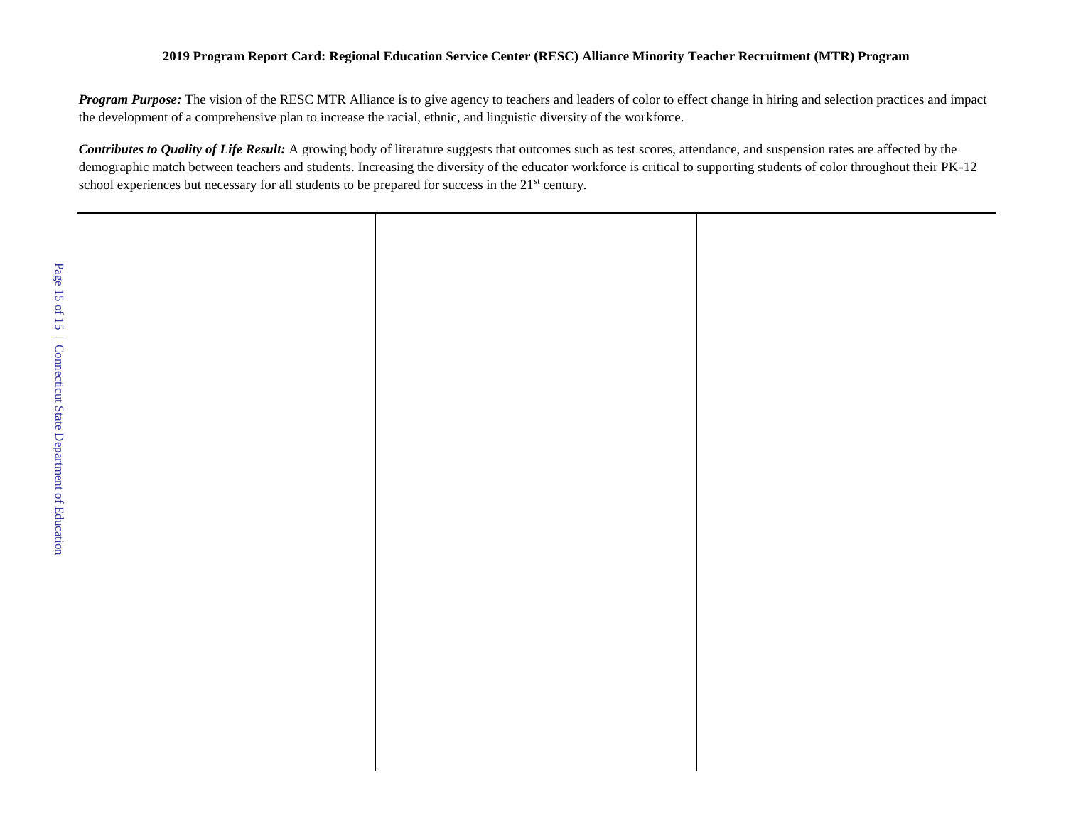**2019 Program Report Card: Regional Education Service Center (RESC) Alliance Minority Teacher Recruitment (MTR) Program**

***Program Purpose:*** The vision of the RESC MTR Alliance is to give agency to teachers and leaders of color to effect change in hiring and selection practices and impact the development of a comprehensive plan to increase the racial, ethnic, and linguistic diversity of the workforce.

***Contributes to Quality of Life Result:*** A growing body of literature suggests that outcomes such as test scores, attendance, and suspension rates are affected by the demographic match between teachers and students. Increasing the diversity of the educator workforce is critical to supporting students of color throughout their PK-12 school experiences but necessary for all students to be prepared for success in the 21st century.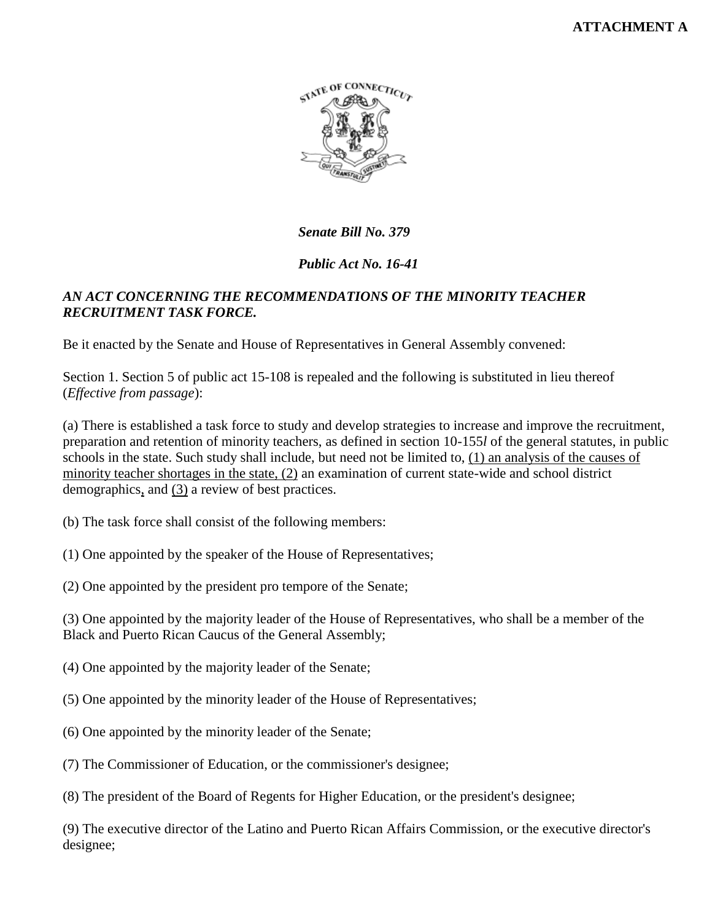**ATTACHMENT A**

***Senate Bill No. 379***

***Public Act No. 16-41***

***AN ACT CONCERNING THE RECOMMENDATIONS OF THE MINORITY TEACHER RECRUITMENT TASK FORCE.***

Be it enacted by the Senate and House of Representatives in General Assembly convened:

Section 1. Section 5 of public act 15-108 is repealed and the following is substituted in lieu thereof (*Effective from passage*):

(a) There is established a task force to study and develop strategies to increase and improve the recruitment, preparation and retention of minority teachers, as defined in section 10-155*l* of the general statutes, in public schools in the state. Such study shall include, but need not be limited to, <u>(1) an analysis of the causes of minority teacher shortages in the state, (2)</u> an examination of current state-wide and school district demographics<u>,</u> and <u>(3)</u> a review of best practices.

(b) The task force shall consist of the following members:

(1) One appointed by the speaker of the House of Representatives;

(2) One appointed by the president pro tempore of the Senate;

(3) One appointed by the majority leader of the House of Representatives, who shall be a member of the Black and Puerto Rican Caucus of the General Assembly;

(4) One appointed by the majority leader of the Senate;

(5) One appointed by the minority leader of the House of Representatives;

(6) One appointed by the minority leader of the Senate;

(7) The Commissioner of Education, or the commissioner's designee;

(8) The president of the Board of Regents for Higher Education, or the president's designee;

(9) The executive director of the Latino and Puerto Rican Affairs Commission, or the executive director's designee;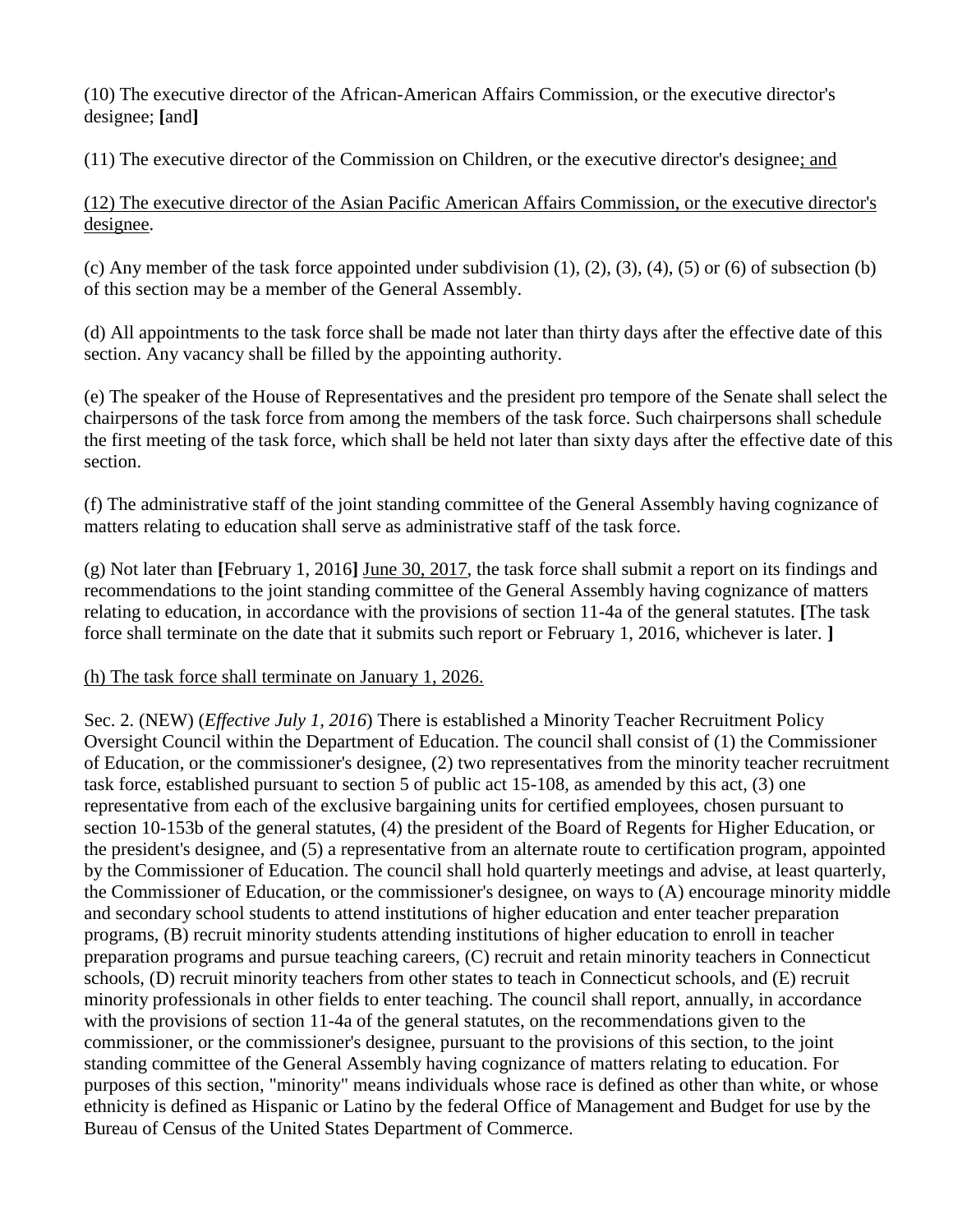(10) The executive director of the African-American Affairs Commission, or the executive director's designee; **[**and**]**

(11) The executive director of the Commission on Children, or the executive director's designee<u>; and</u>

<u>(12) The executive director of the Asian Pacific American Affairs Commission, or the executive director's designee</u>.

(c) Any member of the task force appointed under subdivision (1), (2), (3), (4), (5) or (6) of subsection (b) of this section may be a member of the General Assembly.

(d) All appointments to the task force shall be made not later than thirty days after the effective date of this section. Any vacancy shall be filled by the appointing authority.

(e) The speaker of the House of Representatives and the president pro tempore of the Senate shall select the chairpersons of the task force from among the members of the task force. Such chairpersons shall schedule the first meeting of the task force, which shall be held not later than sixty days after the effective date of this section.

(f) The administrative staff of the joint standing committee of the General Assembly having cognizance of matters relating to education shall serve as administrative staff of the task force.

(g) Not later than **[**February 1, 2016**]** <u>June 30, 2017</u>, the task force shall submit a report on its findings and recommendations to the joint standing committee of the General Assembly having cognizance of matters relating to education, in accordance with the provisions of section 11-4a of the general statutes. **[**The task force shall terminate on the date that it submits such report or February 1, 2016, whichever is later. **]**

<u>(h) The task force shall terminate on January 1, 2026.</u>

Sec. 2. (NEW) (*Effective July 1, 2016*) There is established a Minority Teacher Recruitment Policy Oversight Council within the Department of Education. The council shall consist of (1) the Commissioner of Education, or the commissioner's designee, (2) two representatives from the minority teacher recruitment task force, established pursuant to section 5 of public act 15-108, as amended by this act, (3) one representative from each of the exclusive bargaining units for certified employees, chosen pursuant to section 10-153b of the general statutes, (4) the president of the Board of Regents for Higher Education, or the president's designee, and (5) a representative from an alternate route to certification program, appointed by the Commissioner of Education. The council shall hold quarterly meetings and advise, at least quarterly, the Commissioner of Education, or the commissioner's designee, on ways to (A) encourage minority middle and secondary school students to attend institutions of higher education and enter teacher preparation programs, (B) recruit minority students attending institutions of higher education to enroll in teacher preparation programs and pursue teaching careers, (C) recruit and retain minority teachers in Connecticut schools, (D) recruit minority teachers from other states to teach in Connecticut schools, and (E) recruit minority professionals in other fields to enter teaching. The council shall report, annually, in accordance with the provisions of section 11-4a of the general statutes, on the recommendations given to the commissioner, or the commissioner's designee, pursuant to the provisions of this section, to the joint standing committee of the General Assembly having cognizance of matters relating to education. For purposes of this section, "minority" means individuals whose race is defined as other than white, or whose ethnicity is defined as Hispanic or Latino by the federal Office of Management and Budget for use by the Bureau of Census of the United States Department of Commerce.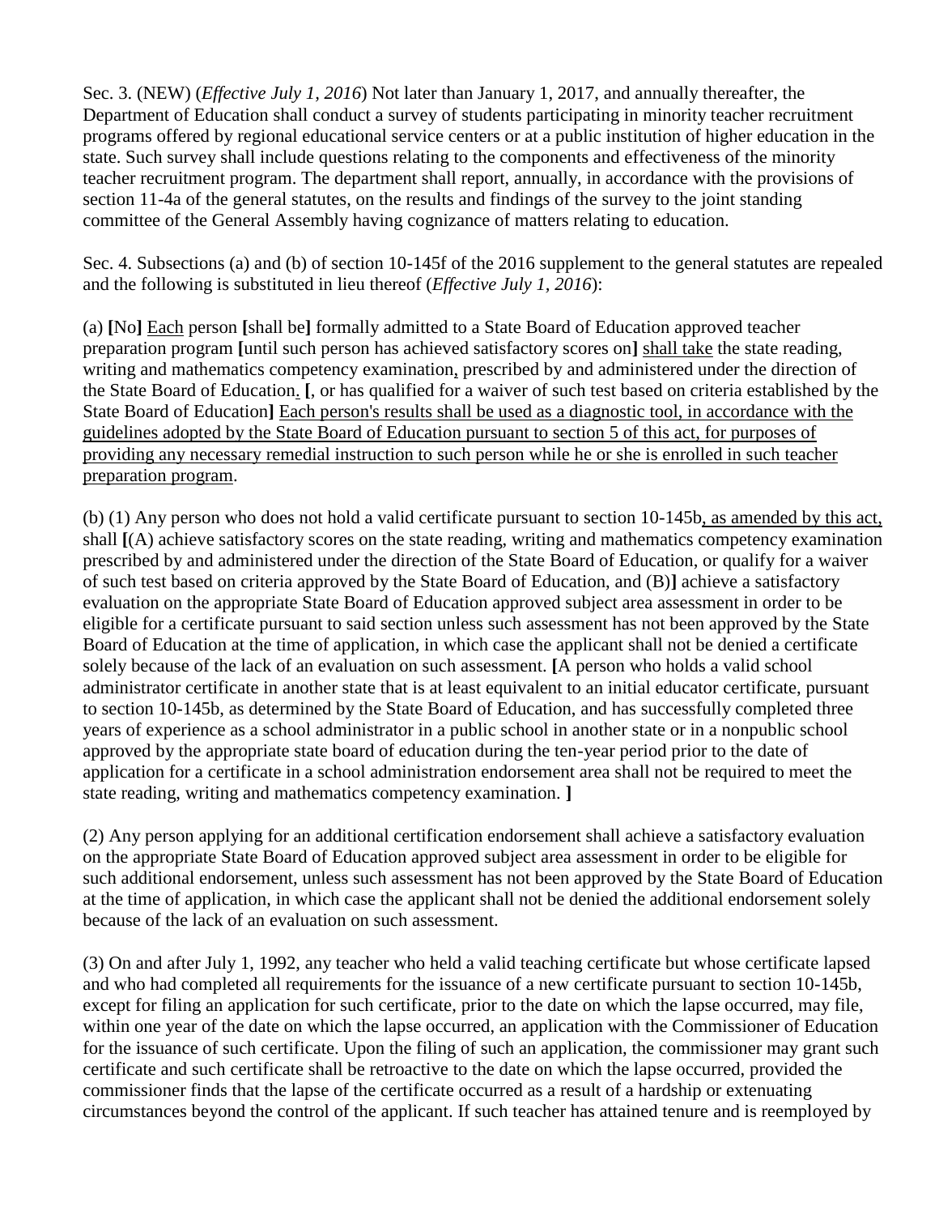Sec. 3. (NEW) (*Effective July 1, 2016*) Not later than January 1, 2017, and annually thereafter, the Department of Education shall conduct a survey of students participating in minority teacher recruitment programs offered by regional educational service centers or at a public institution of higher education in the state. Such survey shall include questions relating to the components and effectiveness of the minority teacher recruitment program. The department shall report, annually, in accordance with the provisions of section 11-4a of the general statutes, on the results and findings of the survey to the joint standing committee of the General Assembly having cognizance of matters relating to education.

Sec. 4. Subsections (a) and (b) of section 10-145f of the 2016 supplement to the general statutes are repealed and the following is substituted in lieu thereof (*Effective July 1, 2016*):

(a) **[**No**]** <u>Each</u> person **[**shall be**]** formally admitted to a State Board of Education approved teacher preparation program **[**until such person has achieved satisfactory scores on**]** <u>shall take</u> the state reading, writing and mathematics competency examination<u>,</u> prescribed by and administered under the direction of the State Board of Education<u>.</u> **[**, or has qualified for a waiver of such test based on criteria established by the State Board of Education**]** <u>Each person's results shall be used as a diagnostic tool, in accordance with the guidelines adopted by the State Board of Education pursuant to section 5 of this act, for purposes of providing any necessary remedial instruction to such person while he or she is enrolled in such teacher preparation program</u>.

(b) (1) Any person who does not hold a valid certificate pursuant to section 10-145b<u>, as amended by this act,</u> shall **[**(A) achieve satisfactory scores on the state reading, writing and mathematics competency examination prescribed by and administered under the direction of the State Board of Education, or qualify for a waiver of such test based on criteria approved by the State Board of Education, and (B)**]** achieve a satisfactory evaluation on the appropriate State Board of Education approved subject area assessment in order to be eligible for a certificate pursuant to said section unless such assessment has not been approved by the State Board of Education at the time of application, in which case the applicant shall not be denied a certificate solely because of the lack of an evaluation on such assessment. **[**A person who holds a valid school administrator certificate in another state that is at least equivalent to an initial educator certificate, pursuant to section 10-145b, as determined by the State Board of Education, and has successfully completed three years of experience as a school administrator in a public school in another state or in a nonpublic school approved by the appropriate state board of education during the ten-year period prior to the date of application for a certificate in a school administration endorsement area shall not be required to meet the state reading, writing and mathematics competency examination. **]**

(2) Any person applying for an additional certification endorsement shall achieve a satisfactory evaluation on the appropriate State Board of Education approved subject area assessment in order to be eligible for such additional endorsement, unless such assessment has not been approved by the State Board of Education at the time of application, in which case the applicant shall not be denied the additional endorsement solely because of the lack of an evaluation on such assessment.

(3) On and after July 1, 1992, any teacher who held a valid teaching certificate but whose certificate lapsed and who had completed all requirements for the issuance of a new certificate pursuant to section 10-145b, except for filing an application for such certificate, prior to the date on which the lapse occurred, may file, within one year of the date on which the lapse occurred, an application with the Commissioner of Education for the issuance of such certificate. Upon the filing of such an application, the commissioner may grant such certificate and such certificate shall be retroactive to the date on which the lapse occurred, provided the commissioner finds that the lapse of the certificate occurred as a result of a hardship or extenuating circumstances beyond the control of the applicant. If such teacher has attained tenure and is reemployed by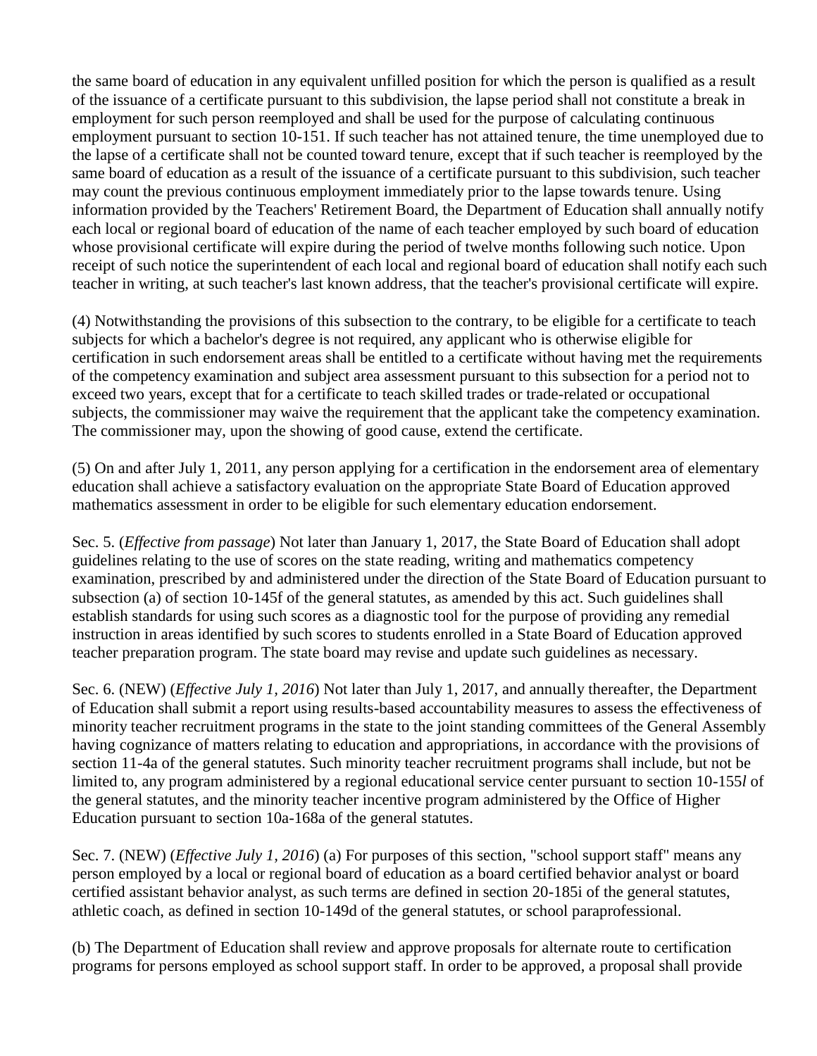the same board of education in any equivalent unfilled position for which the person is qualified as a result of the issuance of a certificate pursuant to this subdivision, the lapse period shall not constitute a break in employment for such person reemployed and shall be used for the purpose of calculating continuous employment pursuant to section 10-151. If such teacher has not attained tenure, the time unemployed due to the lapse of a certificate shall not be counted toward tenure, except that if such teacher is reemployed by the same board of education as a result of the issuance of a certificate pursuant to this subdivision, such teacher may count the previous continuous employment immediately prior to the lapse towards tenure. Using information provided by the Teachers' Retirement Board, the Department of Education shall annually notify each local or regional board of education of the name of each teacher employed by such board of education whose provisional certificate will expire during the period of twelve months following such notice. Upon receipt of such notice the superintendent of each local and regional board of education shall notify each such teacher in writing, at such teacher's last known address, that the teacher's provisional certificate will expire.

(4) Notwithstanding the provisions of this subsection to the contrary, to be eligible for a certificate to teach subjects for which a bachelor's degree is not required, any applicant who is otherwise eligible for certification in such endorsement areas shall be entitled to a certificate without having met the requirements of the competency examination and subject area assessment pursuant to this subsection for a period not to exceed two years, except that for a certificate to teach skilled trades or trade-related or occupational subjects, the commissioner may waive the requirement that the applicant take the competency examination. The commissioner may, upon the showing of good cause, extend the certificate.

(5) On and after July 1, 2011, any person applying for a certification in the endorsement area of elementary education shall achieve a satisfactory evaluation on the appropriate State Board of Education approved mathematics assessment in order to be eligible for such elementary education endorsement.

Sec. 5. (*Effective from passage*) Not later than January 1, 2017, the State Board of Education shall adopt guidelines relating to the use of scores on the state reading, writing and mathematics competency examination, prescribed by and administered under the direction of the State Board of Education pursuant to subsection (a) of section 10-145f of the general statutes, as amended by this act. Such guidelines shall establish standards for using such scores as a diagnostic tool for the purpose of providing any remedial instruction in areas identified by such scores to students enrolled in a State Board of Education approved teacher preparation program. The state board may revise and update such guidelines as necessary.

Sec. 6. (NEW) (*Effective July 1, 2016*) Not later than July 1, 2017, and annually thereafter, the Department of Education shall submit a report using results-based accountability measures to assess the effectiveness of minority teacher recruitment programs in the state to the joint standing committees of the General Assembly having cognizance of matters relating to education and appropriations, in accordance with the provisions of section 11-4a of the general statutes. Such minority teacher recruitment programs shall include, but not be limited to, any program administered by a regional educational service center pursuant to section 10-155*l* of the general statutes, and the minority teacher incentive program administered by the Office of Higher Education pursuant to section 10a-168a of the general statutes.

Sec. 7. (NEW) (*Effective July 1, 2016*) (a) For purposes of this section, "school support staff" means any person employed by a local or regional board of education as a board certified behavior analyst or board certified assistant behavior analyst, as such terms are defined in section 20-185i of the general statutes, athletic coach, as defined in section 10-149d of the general statutes, or school paraprofessional.

(b) The Department of Education shall review and approve proposals for alternate route to certification programs for persons employed as school support staff. In order to be approved, a proposal shall provide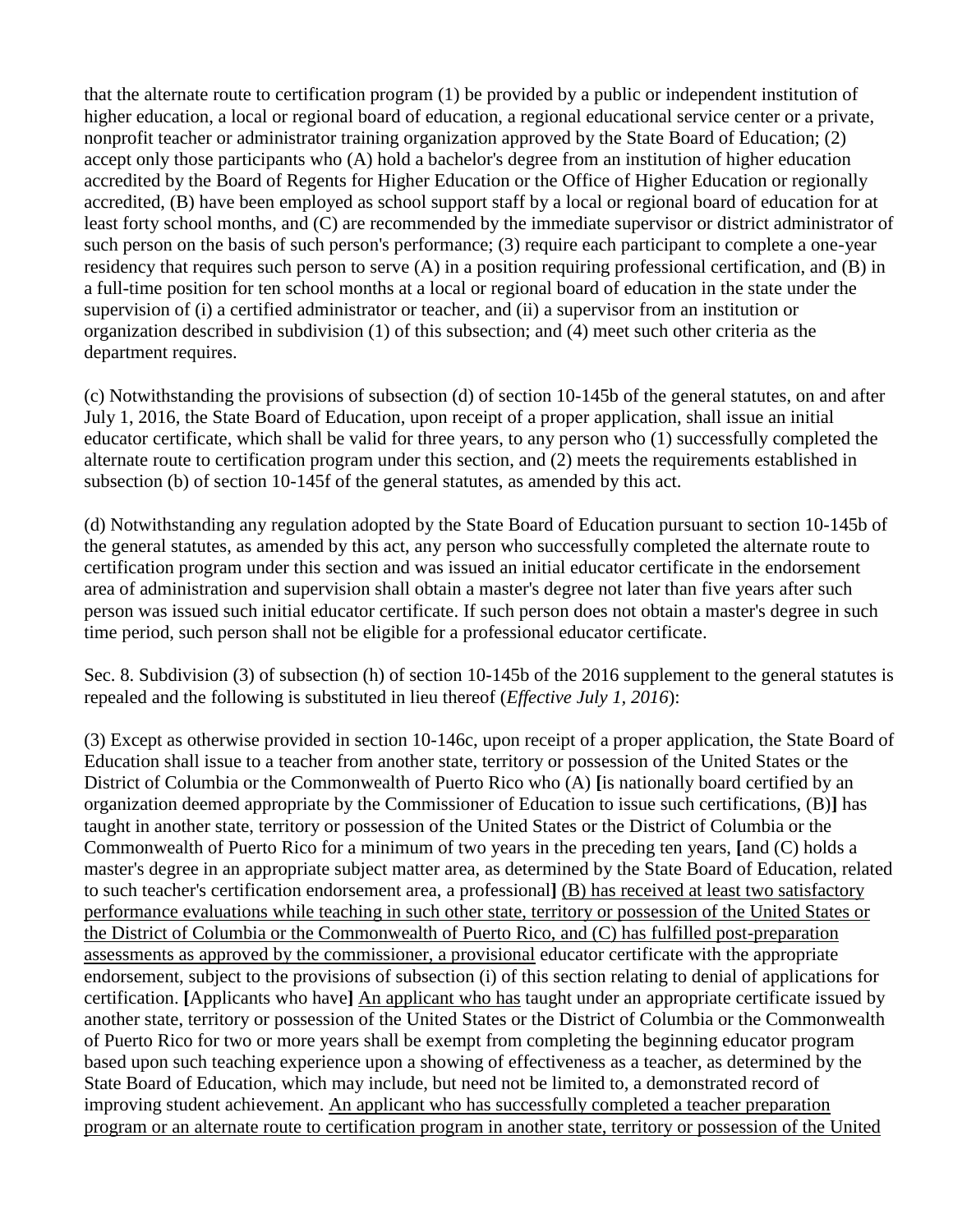that the alternate route to certification program (1) be provided by a public or independent institution of higher education, a local or regional board of education, a regional educational service center or a private, nonprofit teacher or administrator training organization approved by the State Board of Education; (2) accept only those participants who (A) hold a bachelor's degree from an institution of higher education accredited by the Board of Regents for Higher Education or the Office of Higher Education or regionally accredited, (B) have been employed as school support staff by a local or regional board of education for at least forty school months, and (C) are recommended by the immediate supervisor or district administrator of such person on the basis of such person's performance; (3) require each participant to complete a one-year residency that requires such person to serve (A) in a position requiring professional certification, and (B) in a full-time position for ten school months at a local or regional board of education in the state under the supervision of (i) a certified administrator or teacher, and (ii) a supervisor from an institution or organization described in subdivision (1) of this subsection; and (4) meet such other criteria as the department requires.

(c) Notwithstanding the provisions of subsection (d) of section 10-145b of the general statutes, on and after July 1, 2016, the State Board of Education, upon receipt of a proper application, shall issue an initial educator certificate, which shall be valid for three years, to any person who (1) successfully completed the alternate route to certification program under this section, and (2) meets the requirements established in subsection (b) of section 10-145f of the general statutes, as amended by this act.

(d) Notwithstanding any regulation adopted by the State Board of Education pursuant to section 10-145b of the general statutes, as amended by this act, any person who successfully completed the alternate route to certification program under this section and was issued an initial educator certificate in the endorsement area of administration and supervision shall obtain a master's degree not later than five years after such person was issued such initial educator certificate. If such person does not obtain a master's degree in such time period, such person shall not be eligible for a professional educator certificate.

Sec. 8. Subdivision (3) of subsection (h) of section 10-145b of the 2016 supplement to the general statutes is repealed and the following is substituted in lieu thereof (*Effective July 1, 2016*):

(3) Except as otherwise provided in section 10-146c, upon receipt of a proper application, the State Board of Education shall issue to a teacher from another state, territory or possession of the United States or the District of Columbia or the Commonwealth of Puerto Rico who (A) **[**is nationally board certified by an organization deemed appropriate by the Commissioner of Education to issue such certifications, (B)**]** has taught in another state, territory or possession of the United States or the District of Columbia or the Commonwealth of Puerto Rico for a minimum of two years in the preceding ten years, **[**and (C) holds a master's degree in an appropriate subject matter area, as determined by the State Board of Education, related to such teacher's certification endorsement area, a professional**]** <u>(B) has received at least two satisfactory performance evaluations while teaching in such other state, territory or possession of the United States or the District of Columbia or the Commonwealth of Puerto Rico, and (C) has fulfilled post-preparation assessments as approved by the commissioner, a provisional</u> educator certificate with the appropriate endorsement, subject to the provisions of subsection (i) of this section relating to denial of applications for certification. **[**Applicants who have**]** <u>An applicant who has</u> taught under an appropriate certificate issued by another state, territory or possession of the United States or the District of Columbia or the Commonwealth of Puerto Rico for two or more years shall be exempt from completing the beginning educator program based upon such teaching experience upon a showing of effectiveness as a teacher, as determined by the State Board of Education, which may include, but need not be limited to, a demonstrated record of improving student achievement. <u>An applicant who has successfully completed a teacher preparation program or an alternate route to certification program in another state, territory or possession of the United</u>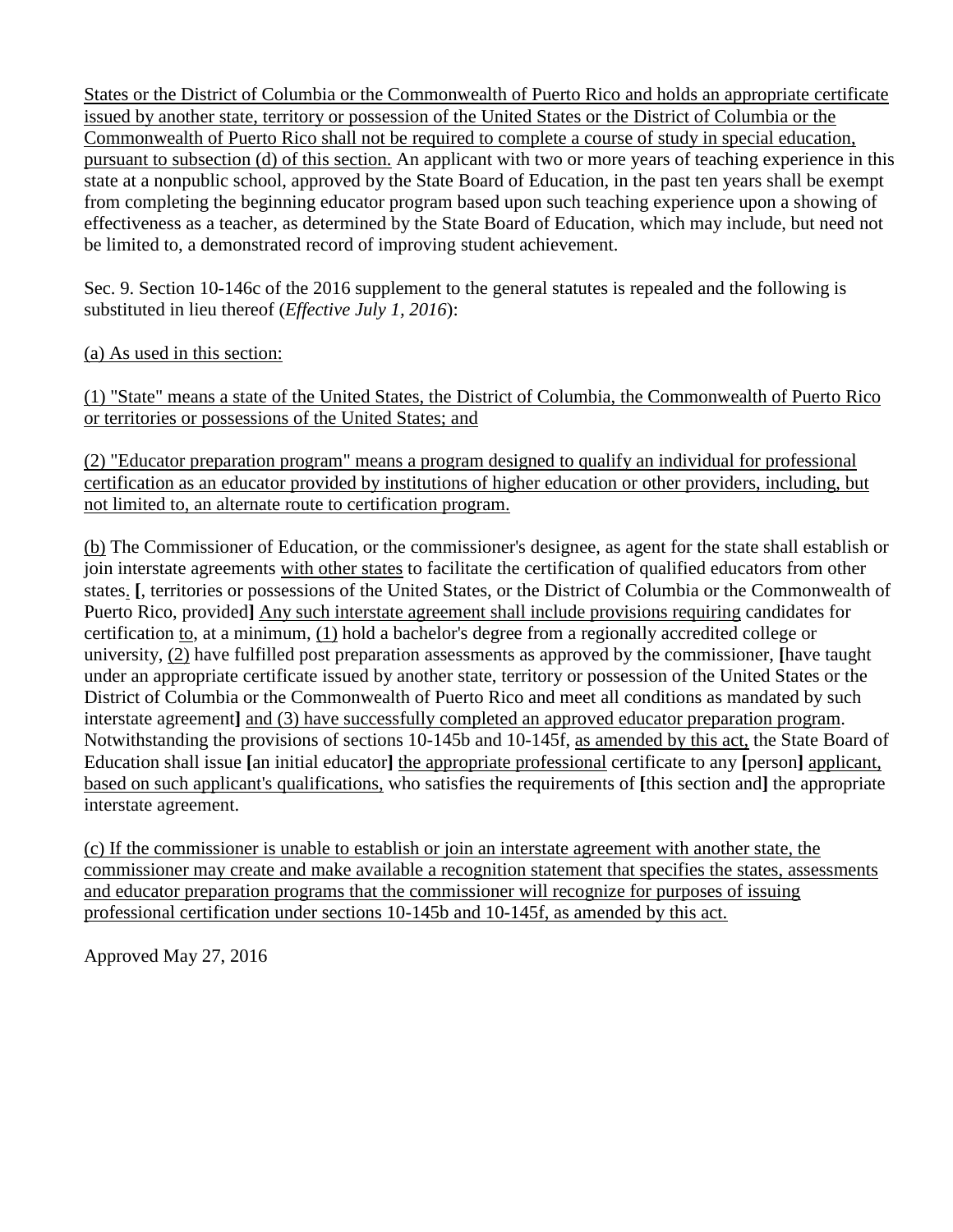States or the District of Columbia or the Commonwealth of Puerto Rico and holds an appropriate certificate issued by another state, territory or possession of the United States or the District of Columbia or the Commonwealth of Puerto Rico shall not be required to complete a course of study in special education, pursuant to subsection (d) of this section. An applicant with two or more years of teaching experience in this state at a nonpublic school, approved by the State Board of Education, in the past ten years shall be exempt from completing the beginning educator program based upon such teaching experience upon a showing of effectiveness as a teacher, as determined by the State Board of Education, which may include, but need not be limited to, a demonstrated record of improving student achievement.

Sec. 9. Section 10-146c of the 2016 supplement to the general statutes is repealed and the following is substituted in lieu thereof (*Effective July 1, 2016*):

(a) As used in this section:

(1) "State" means a state of the United States, the District of Columbia, the Commonwealth of Puerto Rico or territories or possessions of the United States; and

(2) "Educator preparation program" means a program designed to qualify an individual for professional certification as an educator provided by institutions of higher education or other providers, including, but not limited to, an alternate route to certification program.

(b) The Commissioner of Education, or the commissioner's designee, as agent for the state shall establish or join interstate agreements with other states to facilitate the certification of qualified educators from other states. **[**, territories or possessions of the United States, or the District of Columbia or the Commonwealth of Puerto Rico, provided**]** Any such interstate agreement shall include provisions requiring candidates for certification to, at a minimum, (1) hold a bachelor's degree from a regionally accredited college or university, (2) have fulfilled post preparation assessments as approved by the commissioner, **[**have taught under an appropriate certificate issued by another state, territory or possession of the United States or the District of Columbia or the Commonwealth of Puerto Rico and meet all conditions as mandated by such interstate agreement**]** and (3) have successfully completed an approved educator preparation program. Notwithstanding the provisions of sections 10-145b and 10-145f, as amended by this act, the State Board of Education shall issue **[**an initial educator**]** the appropriate professional certificate to any **[**person**]** applicant, based on such applicant's qualifications, who satisfies the requirements of **[**this section and**]** the appropriate interstate agreement.

(c) If the commissioner is unable to establish or join an interstate agreement with another state, the commissioner may create and make available a recognition statement that specifies the states, assessments and educator preparation programs that the commissioner will recognize for purposes of issuing professional certification under sections 10-145b and 10-145f, as amended by this act.

Approved May 27, 2016